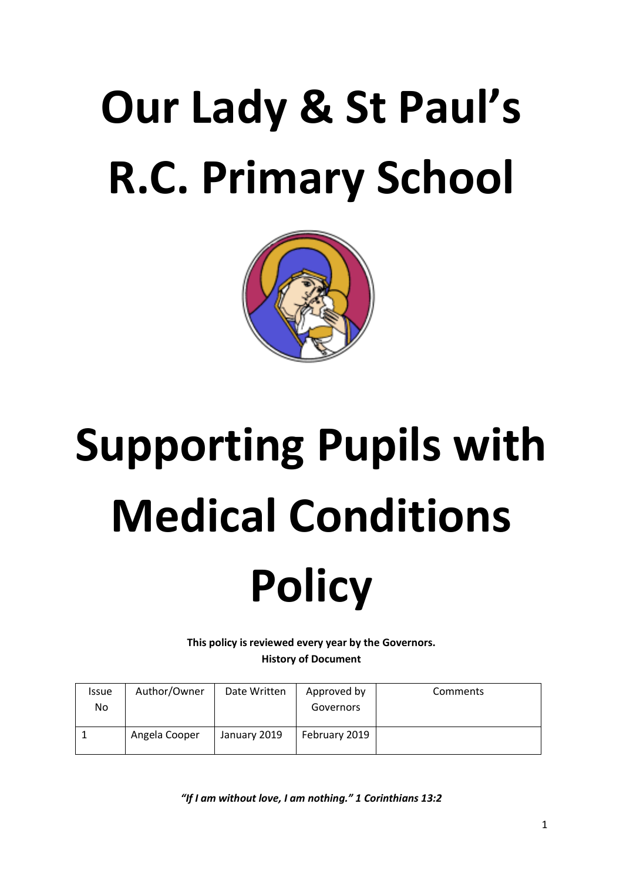# Our Lady & St Paul's R.C. Primary School

# Supporting Pupils with Medical Conditions Policy

**This policy is reviewed every year by the Governors.**
**History of Document**

| Issue No | Author/Owner | Date Written | Approved by Governors | Comments |
|---|---|---|---|---|
| 1 | Angela Cooper | January 2019 | February 2019 | |

***"If I am without love, I am nothing." 1 Corinthians 13:2***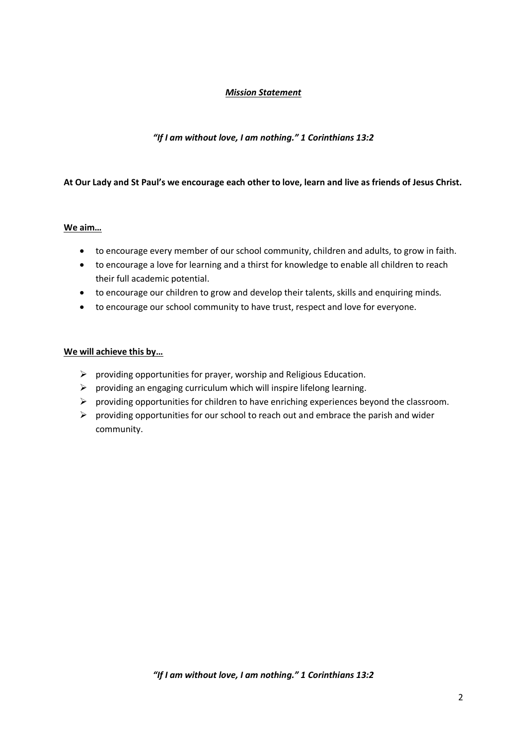## ***Mission Statement***

***"If I am without love, I am nothing." 1 Corinthians 13:2***

**At Our Lady and St Paul's we encourage each other to love, learn and live as friends of Jesus Christ.**

**We aim…**

- to encourage every member of our school community, children and adults, to grow in faith.
- to encourage a love for learning and a thirst for knowledge to enable all children to reach their full academic potential.
- to encourage our children to grow and develop their talents, skills and enquiring minds.
- to encourage our school community to have trust, respect and love for everyone.

**We will achieve this by…**

- providing opportunities for prayer, worship and Religious Education.
- providing an engaging curriculum which will inspire lifelong learning.
- providing opportunities for children to have enriching experiences beyond the classroom.
- providing opportunities for our school to reach out and embrace the parish and wider community.

***"If I am without love, I am nothing." 1 Corinthians 13:2***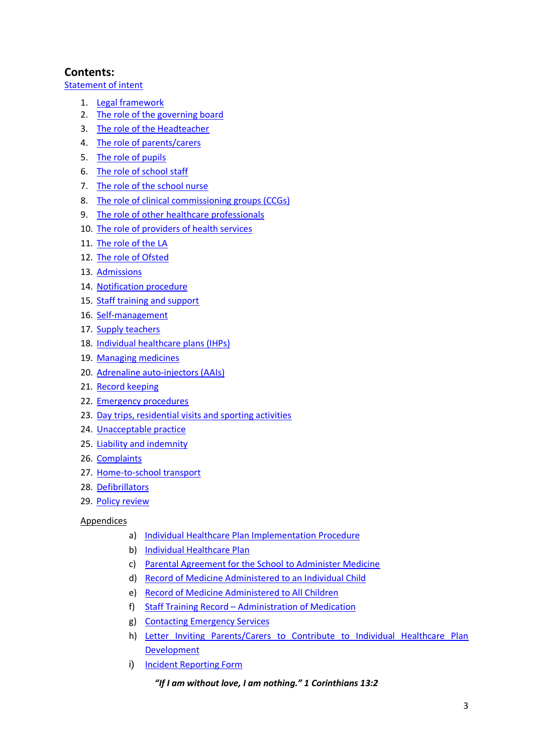## Contents:

Statement of intent

1. Legal framework
2. The role of the governing board
3. The role of the Headteacher
4. The role of parents/carers
5. The role of pupils
6. The role of school staff
7. The role of the school nurse
8. The role of clinical commissioning groups (CCGs)
9. The role of other healthcare professionals
10. The role of providers of health services
11. The role of the LA
12. The role of Ofsted
13. Admissions
14. Notification procedure
15. Staff training and support
16. Self-management
17. Supply teachers
18. Individual healthcare plans (IHPs)
19. Managing medicines
20. Adrenaline auto-injectors (AAIs)
21. Record keeping
22. Emergency procedures
23. Day trips, residential visits and sporting activities
24. Unacceptable practice
25. Liability and indemnity
26. Complaints
27. Home-to-school transport
28. Defibrillators
29. Policy review

Appendices

a) Individual Healthcare Plan Implementation Procedure
b) Individual Healthcare Plan
c) Parental Agreement for the School to Administer Medicine
d) Record of Medicine Administered to an Individual Child
e) Record of Medicine Administered to All Children
f) Staff Training Record – Administration of Medication
g) Contacting Emergency Services
h) Letter Inviting Parents/Carers to Contribute to Individual Healthcare Plan Development
i) Incident Reporting Form

***"If I am without love, I am nothing." 1 Corinthians 13:2***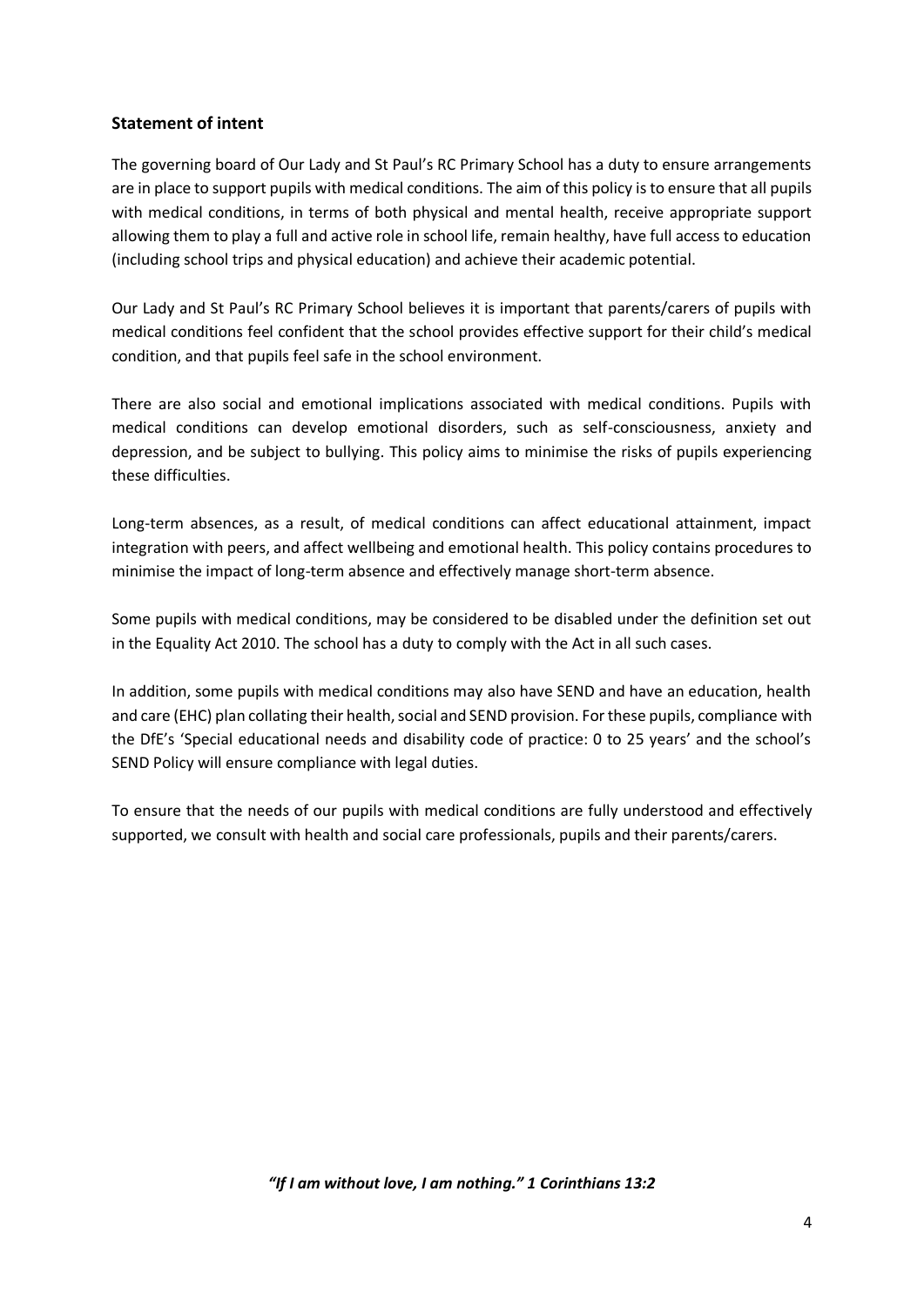## Statement of intent

The governing board of Our Lady and St Paul's RC Primary School has a duty to ensure arrangements are in place to support pupils with medical conditions. The aim of this policy is to ensure that all pupils with medical conditions, in terms of both physical and mental health, receive appropriate support allowing them to play a full and active role in school life, remain healthy, have full access to education (including school trips and physical education) and achieve their academic potential.

Our Lady and St Paul's RC Primary School believes it is important that parents/carers of pupils with medical conditions feel confident that the school provides effective support for their child's medical condition, and that pupils feel safe in the school environment.

There are also social and emotional implications associated with medical conditions. Pupils with medical conditions can develop emotional disorders, such as self-consciousness, anxiety and depression, and be subject to bullying. This policy aims to minimise the risks of pupils experiencing these difficulties.

Long-term absences, as a result, of medical conditions can affect educational attainment, impact integration with peers, and affect wellbeing and emotional health. This policy contains procedures to minimise the impact of long-term absence and effectively manage short-term absence.

Some pupils with medical conditions, may be considered to be disabled under the definition set out in the Equality Act 2010. The school has a duty to comply with the Act in all such cases.

In addition, some pupils with medical conditions may also have SEND and have an education, health and care (EHC) plan collating their health, social and SEND provision. For these pupils, compliance with the DfE's 'Special educational needs and disability code of practice: 0 to 25 years' and the school's SEND Policy will ensure compliance with legal duties.

To ensure that the needs of our pupils with medical conditions are fully understood and effectively supported, we consult with health and social care professionals, pupils and their parents/carers.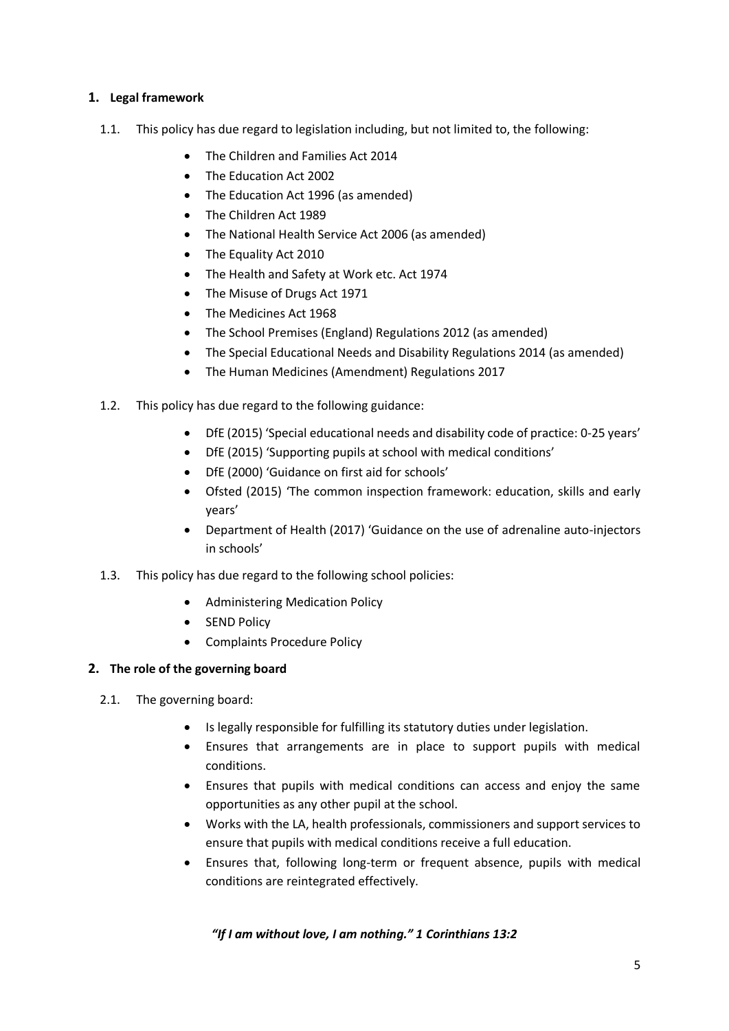## 1. Legal framework

1.1. This policy has due regard to legislation including, but not limited to, the following:

- The Children and Families Act 2014
- The Education Act 2002
- The Education Act 1996 (as amended)
- The Children Act 1989
- The National Health Service Act 2006 (as amended)
- The Equality Act 2010
- The Health and Safety at Work etc. Act 1974
- The Misuse of Drugs Act 1971
- The Medicines Act 1968
- The School Premises (England) Regulations 2012 (as amended)
- The Special Educational Needs and Disability Regulations 2014 (as amended)
- The Human Medicines (Amendment) Regulations 2017

1.2. This policy has due regard to the following guidance:

- DfE (2015) 'Special educational needs and disability code of practice: 0-25 years'
- DfE (2015) 'Supporting pupils at school with medical conditions'
- DfE (2000) 'Guidance on first aid for schools'
- Ofsted (2015) 'The common inspection framework: education, skills and early years'
- Department of Health (2017) 'Guidance on the use of adrenaline auto-injectors in schools'

1.3. This policy has due regard to the following school policies:

- Administering Medication Policy
- SEND Policy
- Complaints Procedure Policy

## 2. The role of the governing board

2.1. The governing board:

- Is legally responsible for fulfilling its statutory duties under legislation.
- Ensures that arrangements are in place to support pupils with medical conditions.
- Ensures that pupils with medical conditions can access and enjoy the same opportunities as any other pupil at the school.
- Works with the LA, health professionals, commissioners and support services to ensure that pupils with medical conditions receive a full education.
- Ensures that, following long-term or frequent absence, pupils with medical conditions are reintegrated effectively.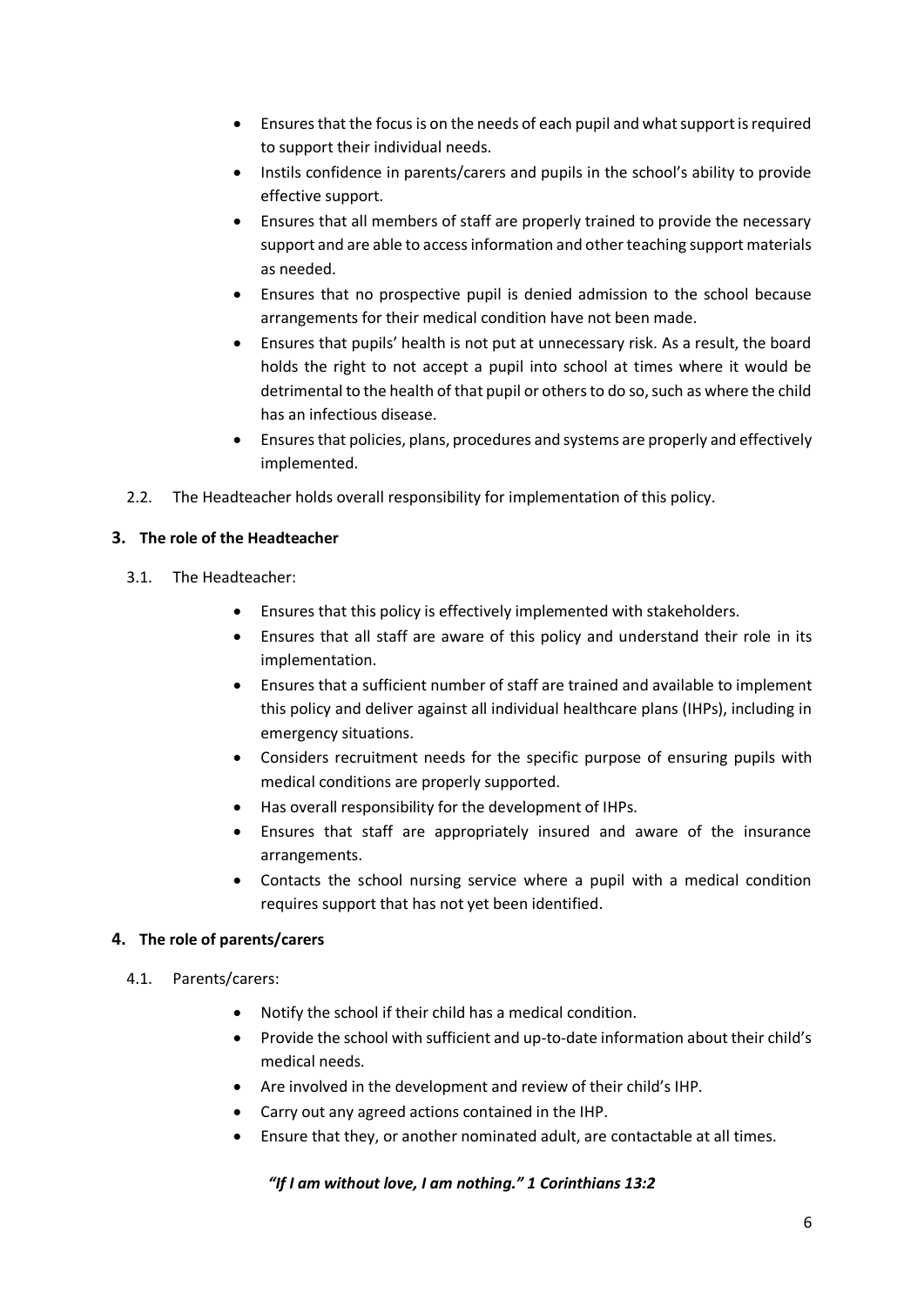- Ensures that the focus is on the needs of each pupil and what support is required to support their individual needs.
- Instils confidence in parents/carers and pupils in the school's ability to provide effective support.
- Ensures that all members of staff are properly trained to provide the necessary support and are able to access information and other teaching support materials as needed.
- Ensures that no prospective pupil is denied admission to the school because arrangements for their medical condition have not been made.
- Ensures that pupils' health is not put at unnecessary risk. As a result, the board holds the right to not accept a pupil into school at times where it would be detrimental to the health of that pupil or others to do so, such as where the child has an infectious disease.
- Ensures that policies, plans, procedures and systems are properly and effectively implemented.

2.2. The Headteacher holds overall responsibility for implementation of this policy.

## 3. The role of the Headteacher

3.1. The Headteacher:

- Ensures that this policy is effectively implemented with stakeholders.
- Ensures that all staff are aware of this policy and understand their role in its implementation.
- Ensures that a sufficient number of staff are trained and available to implement this policy and deliver against all individual healthcare plans (IHPs), including in emergency situations.
- Considers recruitment needs for the specific purpose of ensuring pupils with medical conditions are properly supported.
- Has overall responsibility for the development of IHPs.
- Ensures that staff are appropriately insured and aware of the insurance arrangements.
- Contacts the school nursing service where a pupil with a medical condition requires support that has not yet been identified.

## 4. The role of parents/carers

4.1. Parents/carers:

- Notify the school if their child has a medical condition.
- Provide the school with sufficient and up-to-date information about their child's medical needs.
- Are involved in the development and review of their child's IHP.
- Carry out any agreed actions contained in the IHP.
- Ensure that they, or another nominated adult, are contactable at all times.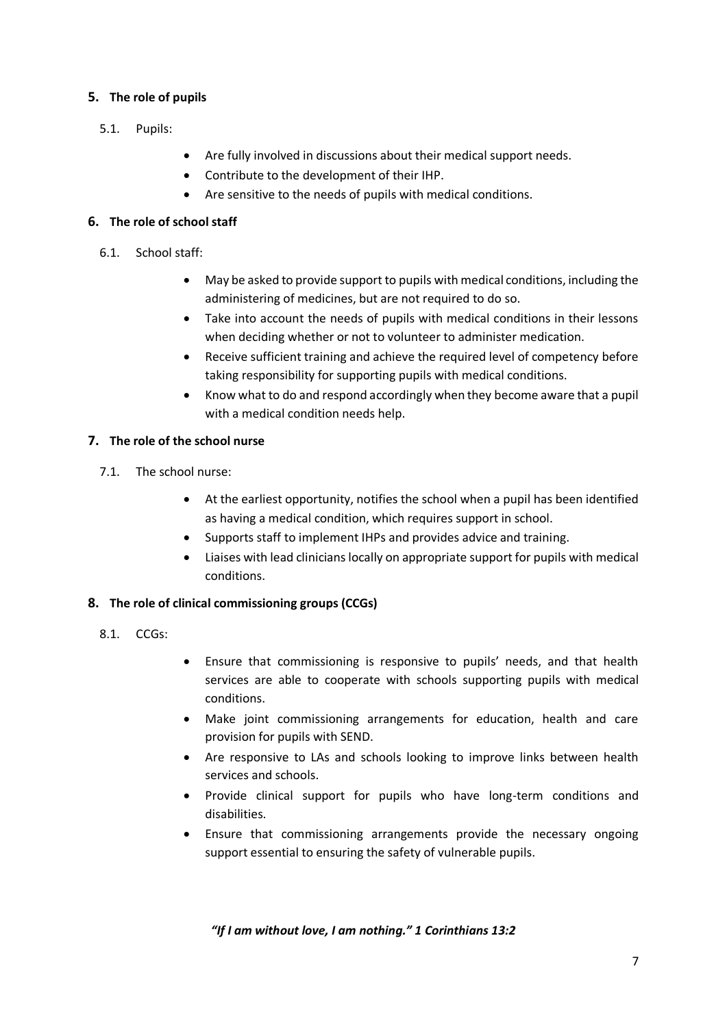## 5. The role of pupils

5.1. Pupils:

- Are fully involved in discussions about their medical support needs.
- Contribute to the development of their IHP.
- Are sensitive to the needs of pupils with medical conditions.

## 6. The role of school staff

6.1. School staff:

- May be asked to provide support to pupils with medical conditions, including the administering of medicines, but are not required to do so.
- Take into account the needs of pupils with medical conditions in their lessons when deciding whether or not to volunteer to administer medication.
- Receive sufficient training and achieve the required level of competency before taking responsibility for supporting pupils with medical conditions.
- Know what to do and respond accordingly when they become aware that a pupil with a medical condition needs help.

## 7. The role of the school nurse

7.1. The school nurse:

- At the earliest opportunity, notifies the school when a pupil has been identified as having a medical condition, which requires support in school.
- Supports staff to implement IHPs and provides advice and training.
- Liaises with lead clinicians locally on appropriate support for pupils with medical conditions.

## 8. The role of clinical commissioning groups (CCGs)

8.1. CCGs:

- Ensure that commissioning is responsive to pupils' needs, and that health services are able to cooperate with schools supporting pupils with medical conditions.
- Make joint commissioning arrangements for education, health and care provision for pupils with SEND.
- Are responsive to LAs and schools looking to improve links between health services and schools.
- Provide clinical support for pupils who have long-term conditions and disabilities.
- Ensure that commissioning arrangements provide the necessary ongoing support essential to ensuring the safety of vulnerable pupils.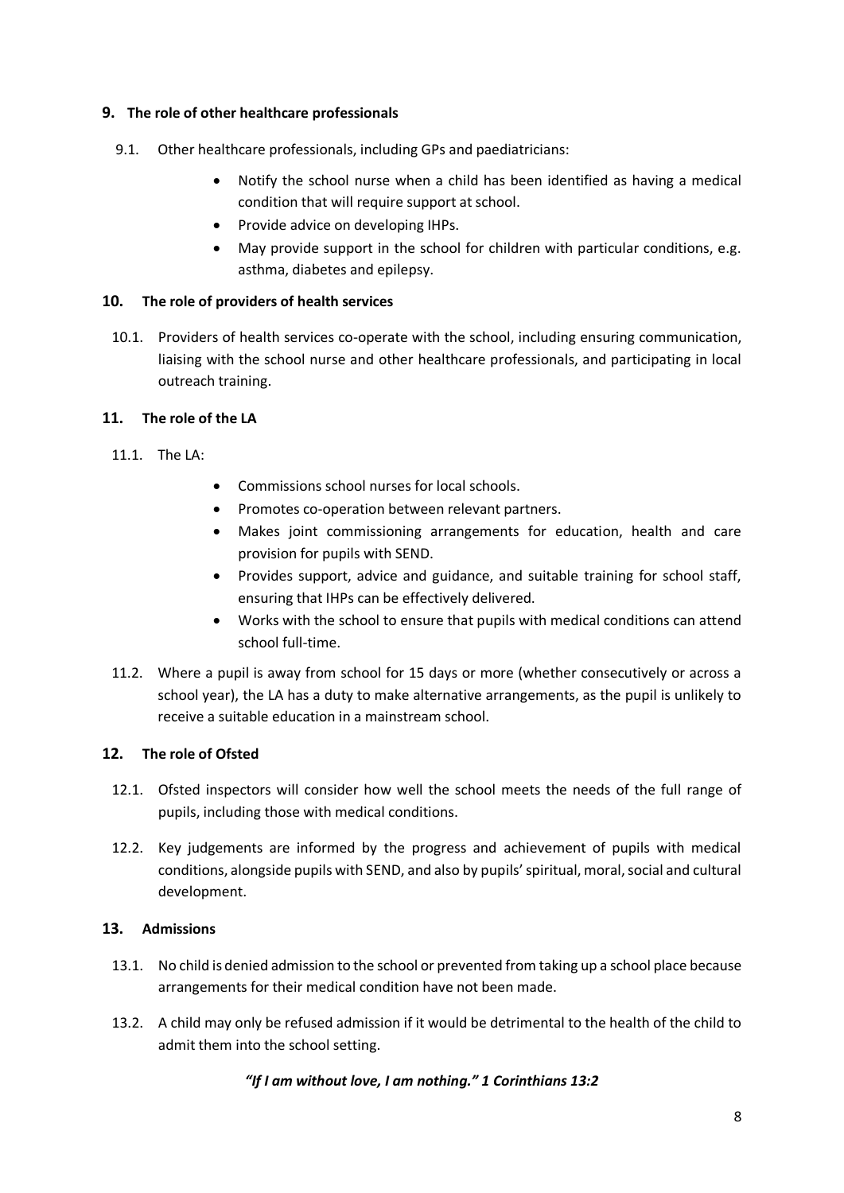## 9. The role of other healthcare professionals

9.1. Other healthcare professionals, including GPs and paediatricians:

- Notify the school nurse when a child has been identified as having a medical condition that will require support at school.
- Provide advice on developing IHPs.
- May provide support in the school for children with particular conditions, e.g. asthma, diabetes and epilepsy.

## 10. The role of providers of health services

10.1. Providers of health services co-operate with the school, including ensuring communication, liaising with the school nurse and other healthcare professionals, and participating in local outreach training.

## 11. The role of the LA

11.1. The LA:

- Commissions school nurses for local schools.
- Promotes co-operation between relevant partners.
- Makes joint commissioning arrangements for education, health and care provision for pupils with SEND.
- Provides support, advice and guidance, and suitable training for school staff, ensuring that IHPs can be effectively delivered.
- Works with the school to ensure that pupils with medical conditions can attend school full-time.

11.2. Where a pupil is away from school for 15 days or more (whether consecutively or across a school year), the LA has a duty to make alternative arrangements, as the pupil is unlikely to receive a suitable education in a mainstream school.

## 12. The role of Ofsted

12.1. Ofsted inspectors will consider how well the school meets the needs of the full range of pupils, including those with medical conditions.

12.2. Key judgements are informed by the progress and achievement of pupils with medical conditions, alongside pupils with SEND, and also by pupils' spiritual, moral, social and cultural development.

## 13. Admissions

13.1. No child is denied admission to the school or prevented from taking up a school place because arrangements for their medical condition have not been made.

13.2. A child may only be refused admission if it would be detrimental to the health of the child to admit them into the school setting.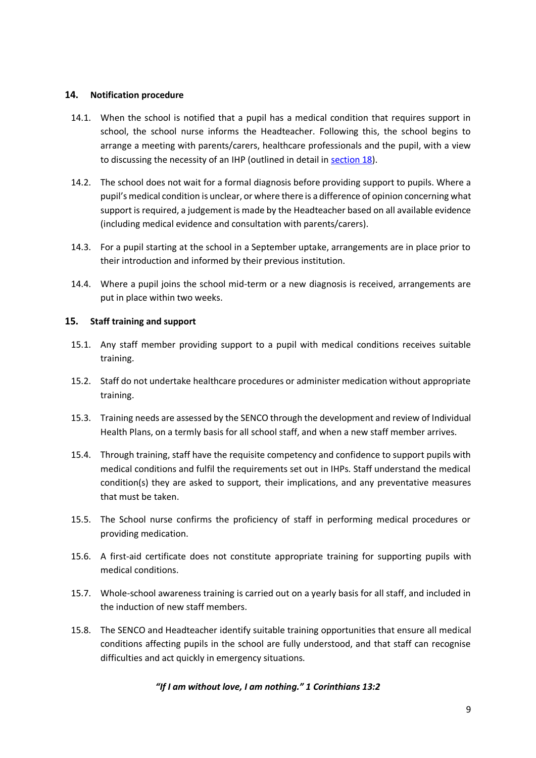## 14. Notification procedure

14.1. When the school is notified that a pupil has a medical condition that requires support in school, the school nurse informs the Headteacher. Following this, the school begins to arrange a meeting with parents/carers, healthcare professionals and the pupil, with a view to discussing the necessity of an IHP (outlined in detail in section 18).

14.2. The school does not wait for a formal diagnosis before providing support to pupils. Where a pupil's medical condition is unclear, or where there is a difference of opinion concerning what support is required, a judgement is made by the Headteacher based on all available evidence (including medical evidence and consultation with parents/carers).

14.3. For a pupil starting at the school in a September uptake, arrangements are in place prior to their introduction and informed by their previous institution.

14.4. Where a pupil joins the school mid-term or a new diagnosis is received, arrangements are put in place within two weeks.

## 15. Staff training and support

15.1. Any staff member providing support to a pupil with medical conditions receives suitable training.

15.2. Staff do not undertake healthcare procedures or administer medication without appropriate training.

15.3. Training needs are assessed by the SENCO through the development and review of Individual Health Plans, on a termly basis for all school staff, and when a new staff member arrives.

15.4. Through training, staff have the requisite competency and confidence to support pupils with medical conditions and fulfil the requirements set out in IHPs. Staff understand the medical condition(s) they are asked to support, their implications, and any preventative measures that must be taken.

15.5. The School nurse confirms the proficiency of staff in performing medical procedures or providing medication.

15.6. A first-aid certificate does not constitute appropriate training for supporting pupils with medical conditions.

15.7. Whole-school awareness training is carried out on a yearly basis for all staff, and included in the induction of new staff members.

15.8. The SENCO and Headteacher identify suitable training opportunities that ensure all medical conditions affecting pupils in the school are fully understood, and that staff can recognise difficulties and act quickly in emergency situations.

***"If I am without love, I am nothing." 1 Corinthians 13:2***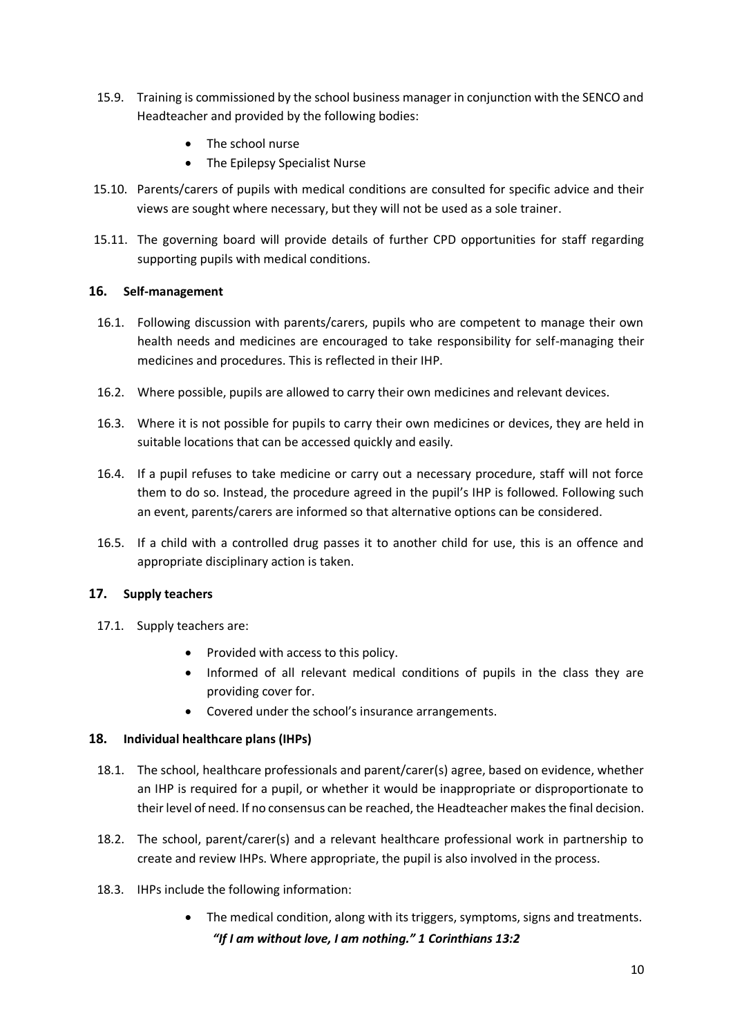15.9. Training is commissioned by the school business manager in conjunction with the SENCO and Headteacher and provided by the following bodies:

- The school nurse
- The Epilepsy Specialist Nurse

15.10. Parents/carers of pupils with medical conditions are consulted for specific advice and their views are sought where necessary, but they will not be used as a sole trainer.

15.11. The governing board will provide details of further CPD opportunities for staff regarding supporting pupils with medical conditions.

## 16. Self-management

16.1. Following discussion with parents/carers, pupils who are competent to manage their own health needs and medicines are encouraged to take responsibility for self-managing their medicines and procedures. This is reflected in their IHP.

16.2. Where possible, pupils are allowed to carry their own medicines and relevant devices.

16.3. Where it is not possible for pupils to carry their own medicines or devices, they are held in suitable locations that can be accessed quickly and easily.

16.4. If a pupil refuses to take medicine or carry out a necessary procedure, staff will not force them to do so. Instead, the procedure agreed in the pupil's IHP is followed. Following such an event, parents/carers are informed so that alternative options can be considered.

16.5. If a child with a controlled drug passes it to another child for use, this is an offence and appropriate disciplinary action is taken.

## 17. Supply teachers

17.1. Supply teachers are:

- Provided with access to this policy.
- Informed of all relevant medical conditions of pupils in the class they are providing cover for.
- Covered under the school's insurance arrangements.

## 18. Individual healthcare plans (IHPs)

18.1. The school, healthcare professionals and parent/carer(s) agree, based on evidence, whether an IHP is required for a pupil, or whether it would be inappropriate or disproportionate to their level of need. If no consensus can be reached, the Headteacher makes the final decision.

18.2. The school, parent/carer(s) and a relevant healthcare professional work in partnership to create and review IHPs. Where appropriate, the pupil is also involved in the process.

18.3. IHPs include the following information:

- The medical condition, along with its triggers, symptoms, signs and treatments.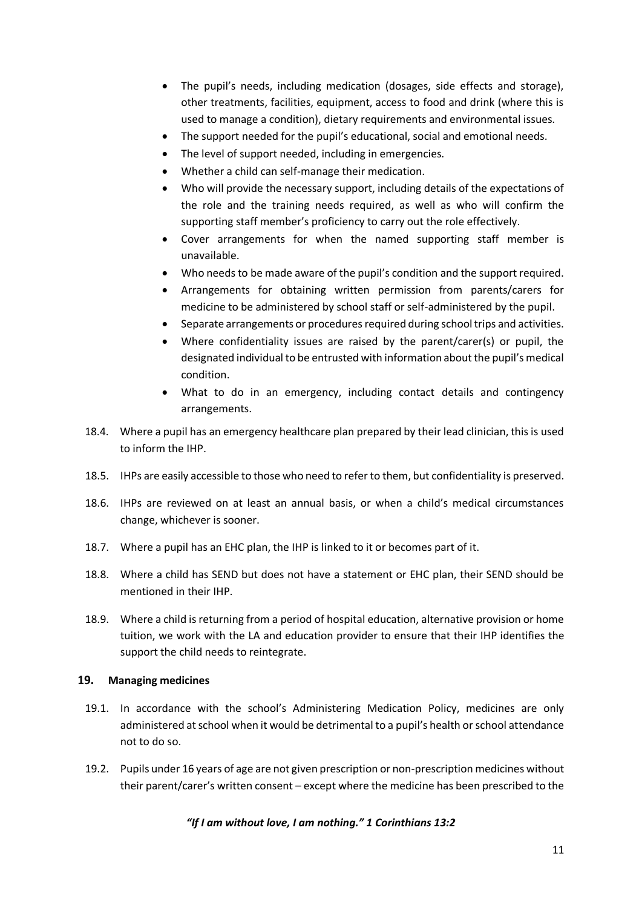- The pupil's needs, including medication (dosages, side effects and storage), other treatments, facilities, equipment, access to food and drink (where this is used to manage a condition), dietary requirements and environmental issues.
- The support needed for the pupil's educational, social and emotional needs.
- The level of support needed, including in emergencies.
- Whether a child can self-manage their medication.
- Who will provide the necessary support, including details of the expectations of the role and the training needs required, as well as who will confirm the supporting staff member's proficiency to carry out the role effectively.
- Cover arrangements for when the named supporting staff member is unavailable.
- Who needs to be made aware of the pupil's condition and the support required.
- Arrangements for obtaining written permission from parents/carers for medicine to be administered by school staff or self-administered by the pupil.
- Separate arrangements or procedures required during school trips and activities.
- Where confidentiality issues are raised by the parent/carer(s) or pupil, the designated individual to be entrusted with information about the pupil's medical condition.
- What to do in an emergency, including contact details and contingency arrangements.

18.4. Where a pupil has an emergency healthcare plan prepared by their lead clinician, this is used to inform the IHP.

18.5. IHPs are easily accessible to those who need to refer to them, but confidentiality is preserved.

18.6. IHPs are reviewed on at least an annual basis, or when a child's medical circumstances change, whichever is sooner.

18.7. Where a pupil has an EHC plan, the IHP is linked to it or becomes part of it.

18.8. Where a child has SEND but does not have a statement or EHC plan, their SEND should be mentioned in their IHP.

18.9. Where a child is returning from a period of hospital education, alternative provision or home tuition, we work with the LA and education provider to ensure that their IHP identifies the support the child needs to reintegrate.

## 19. Managing medicines

19.1. In accordance with the school's Administering Medication Policy, medicines are only administered at school when it would be detrimental to a pupil's health or school attendance not to do so.

19.2. Pupils under 16 years of age are not given prescription or non-prescription medicines without their parent/carer's written consent – except where the medicine has been prescribed to the

***"If I am without love, I am nothing." 1 Corinthians 13:2***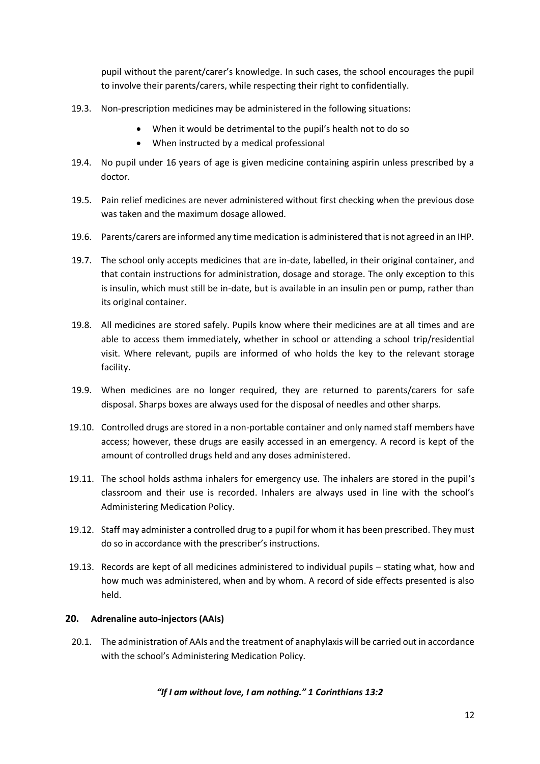pupil without the parent/carer's knowledge. In such cases, the school encourages the pupil to involve their parents/carers, while respecting their right to confidentially.

19.3. Non-prescription medicines may be administered in the following situations:

- When it would be detrimental to the pupil's health not to do so
- When instructed by a medical professional

19.4. No pupil under 16 years of age is given medicine containing aspirin unless prescribed by a doctor.

19.5. Pain relief medicines are never administered without first checking when the previous dose was taken and the maximum dosage allowed.

19.6. Parents/carers are informed any time medication is administered that is not agreed in an IHP.

19.7. The school only accepts medicines that are in-date, labelled, in their original container, and that contain instructions for administration, dosage and storage. The only exception to this is insulin, which must still be in-date, but is available in an insulin pen or pump, rather than its original container.

19.8. All medicines are stored safely. Pupils know where their medicines are at all times and are able to access them immediately, whether in school or attending a school trip/residential visit. Where relevant, pupils are informed of who holds the key to the relevant storage facility.

19.9. When medicines are no longer required, they are returned to parents/carers for safe disposal. Sharps boxes are always used for the disposal of needles and other sharps.

19.10. Controlled drugs are stored in a non-portable container and only named staff members have access; however, these drugs are easily accessed in an emergency. A record is kept of the amount of controlled drugs held and any doses administered.

19.11. The school holds asthma inhalers for emergency use. The inhalers are stored in the pupil's classroom and their use is recorded. Inhalers are always used in line with the school's Administering Medication Policy.

19.12. Staff may administer a controlled drug to a pupil for whom it has been prescribed. They must do so in accordance with the prescriber's instructions.

19.13. Records are kept of all medicines administered to individual pupils – stating what, how and how much was administered, when and by whom. A record of side effects presented is also held.

## 20. Adrenaline auto-injectors (AAIs)

20.1. The administration of AAIs and the treatment of anaphylaxis will be carried out in accordance with the school's Administering Medication Policy.

***"If I am without love, I am nothing." 1 Corinthians 13:2***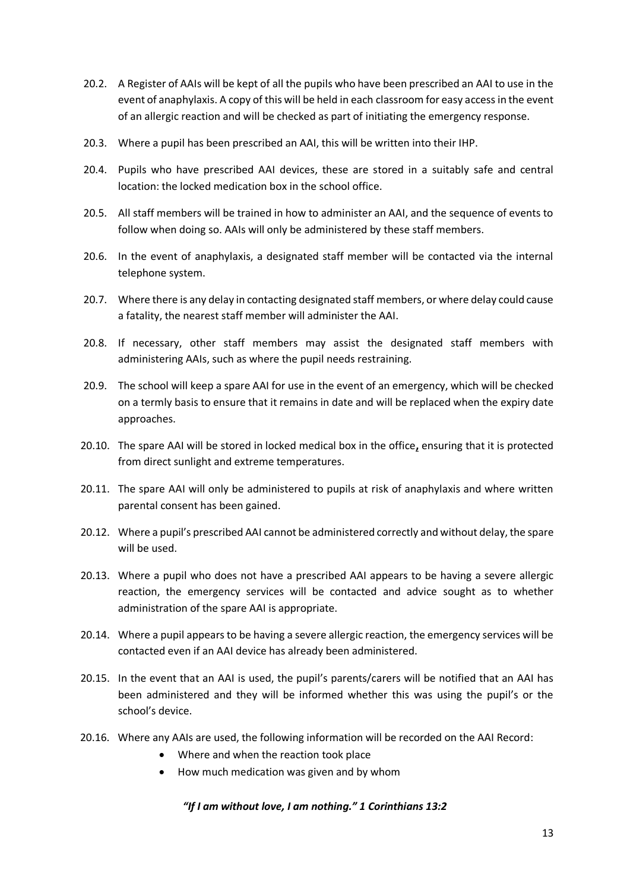20.2. A Register of AAIs will be kept of all the pupils who have been prescribed an AAI to use in the event of anaphylaxis. A copy of this will be held in each classroom for easy access in the event of an allergic reaction and will be checked as part of initiating the emergency response.

20.3. Where a pupil has been prescribed an AAI, this will be written into their IHP.

20.4. Pupils who have prescribed AAI devices, these are stored in a suitably safe and central location: the locked medication box in the school office.

20.5. All staff members will be trained in how to administer an AAI, and the sequence of events to follow when doing so. AAIs will only be administered by these staff members.

20.6. In the event of anaphylaxis, a designated staff member will be contacted via the internal telephone system.

20.7. Where there is any delay in contacting designated staff members, or where delay could cause a fatality, the nearest staff member will administer the AAI.

20.8. If necessary, other staff members may assist the designated staff members with administering AAIs, such as where the pupil needs restraining.

20.9. The school will keep a spare AAI for use in the event of an emergency, which will be checked on a termly basis to ensure that it remains in date and will be replaced when the expiry date approaches.

20.10. The spare AAI will be stored in locked medical box in the office**,** ensuring that it is protected from direct sunlight and extreme temperatures.

20.11. The spare AAI will only be administered to pupils at risk of anaphylaxis and where written parental consent has been gained.

20.12. Where a pupil's prescribed AAI cannot be administered correctly and without delay, the spare will be used.

20.13. Where a pupil who does not have a prescribed AAI appears to be having a severe allergic reaction, the emergency services will be contacted and advice sought as to whether administration of the spare AAI is appropriate.

20.14. Where a pupil appears to be having a severe allergic reaction, the emergency services will be contacted even if an AAI device has already been administered.

20.15. In the event that an AAI is used, the pupil's parents/carers will be notified that an AAI has been administered and they will be informed whether this was using the pupil's or the school's device.

20.16. Where any AAIs are used, the following information will be recorded on the AAI Record:

- Where and when the reaction took place
- How much medication was given and by whom

***"If I am without love, I am nothing." 1 Corinthians 13:2***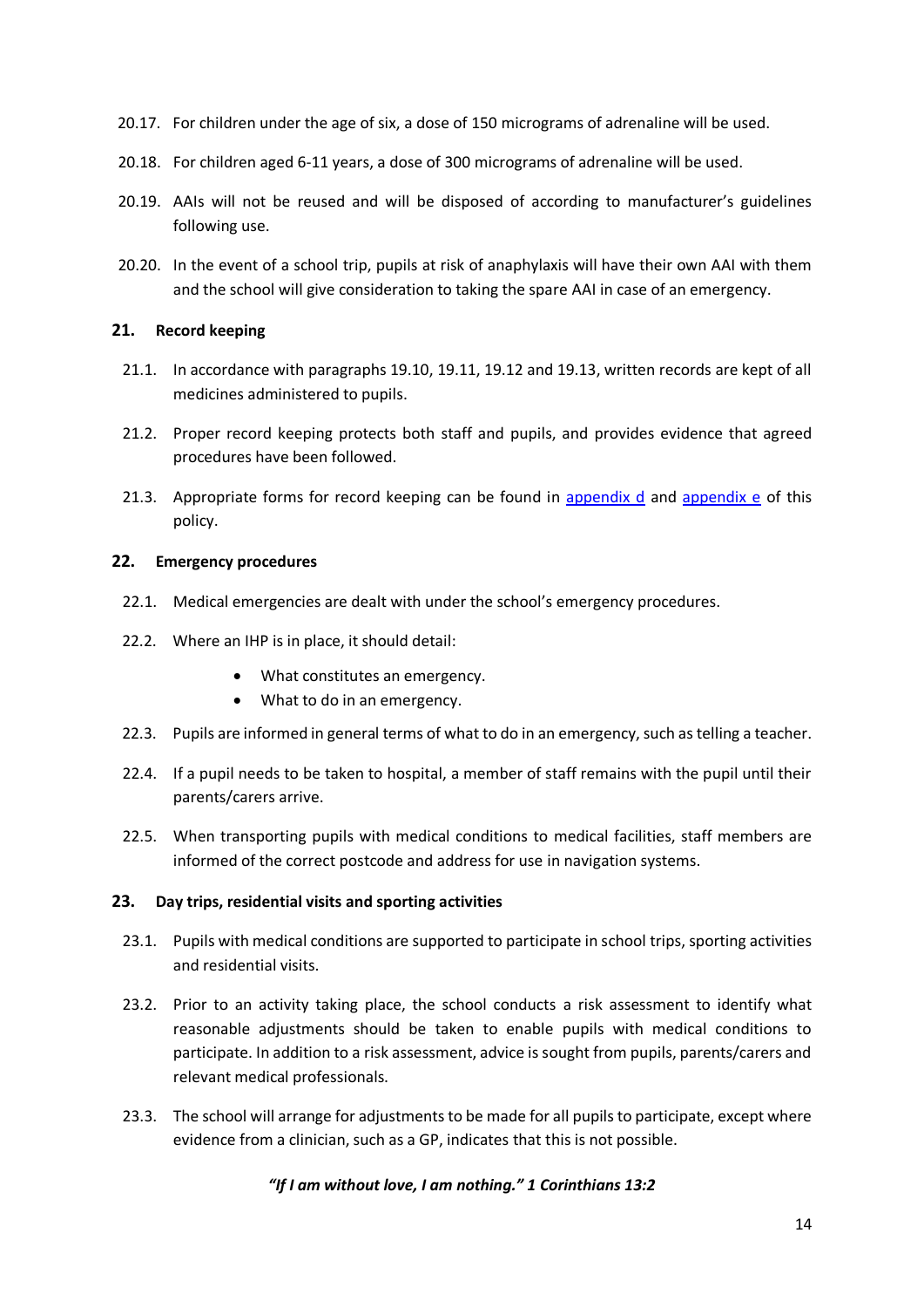20.17. For children under the age of six, a dose of 150 micrograms of adrenaline will be used.

20.18. For children aged 6-11 years, a dose of 300 micrograms of adrenaline will be used.

20.19. AAIs will not be reused and will be disposed of according to manufacturer's guidelines following use.

20.20. In the event of a school trip, pupils at risk of anaphylaxis will have their own AAI with them and the school will give consideration to taking the spare AAI in case of an emergency.

## 21. Record keeping

21.1. In accordance with paragraphs 19.10, 19.11, 19.12 and 19.13, written records are kept of all medicines administered to pupils.

21.2. Proper record keeping protects both staff and pupils, and provides evidence that agreed procedures have been followed.

21.3. Appropriate forms for record keeping can be found in appendix d and appendix e of this policy.

## 22. Emergency procedures

22.1. Medical emergencies are dealt with under the school's emergency procedures.

22.2. Where an IHP is in place, it should detail:

- What constitutes an emergency.
- What to do in an emergency.

22.3. Pupils are informed in general terms of what to do in an emergency, such as telling a teacher.

22.4. If a pupil needs to be taken to hospital, a member of staff remains with the pupil until their parents/carers arrive.

22.5. When transporting pupils with medical conditions to medical facilities, staff members are informed of the correct postcode and address for use in navigation systems.

## 23. Day trips, residential visits and sporting activities

23.1. Pupils with medical conditions are supported to participate in school trips, sporting activities and residential visits.

23.2. Prior to an activity taking place, the school conducts a risk assessment to identify what reasonable adjustments should be taken to enable pupils with medical conditions to participate. In addition to a risk assessment, advice is sought from pupils, parents/carers and relevant medical professionals.

23.3. The school will arrange for adjustments to be made for all pupils to participate, except where evidence from a clinician, such as a GP, indicates that this is not possible.

***"If I am without love, I am nothing." 1 Corinthians 13:2***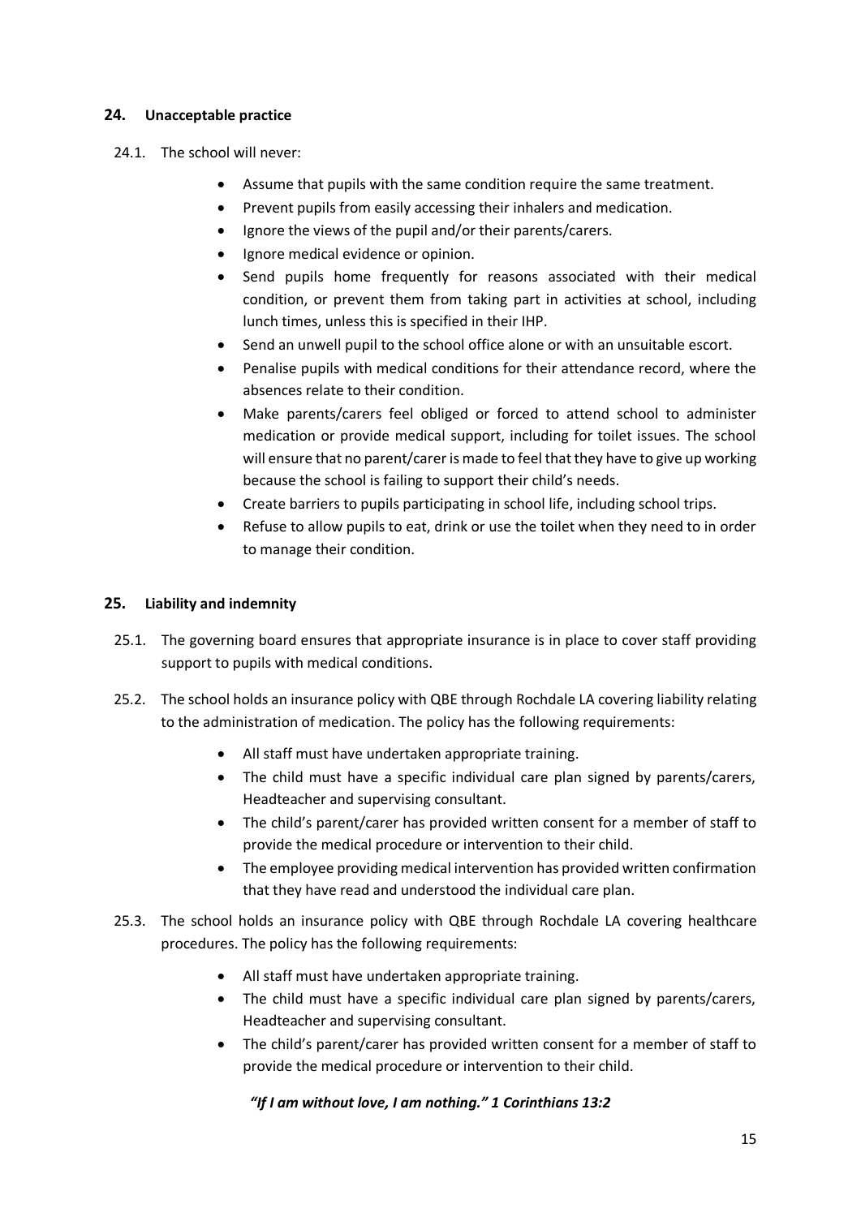## 24. Unacceptable practice

24.1. The school will never:

- Assume that pupils with the same condition require the same treatment.
- Prevent pupils from easily accessing their inhalers and medication.
- Ignore the views of the pupil and/or their parents/carers.
- Ignore medical evidence or opinion.
- Send pupils home frequently for reasons associated with their medical condition, or prevent them from taking part in activities at school, including lunch times, unless this is specified in their IHP.
- Send an unwell pupil to the school office alone or with an unsuitable escort.
- Penalise pupils with medical conditions for their attendance record, where the absences relate to their condition.
- Make parents/carers feel obliged or forced to attend school to administer medication or provide medical support, including for toilet issues. The school will ensure that no parent/carer is made to feel that they have to give up working because the school is failing to support their child's needs.
- Create barriers to pupils participating in school life, including school trips.
- Refuse to allow pupils to eat, drink or use the toilet when they need to in order to manage their condition.

## 25. Liability and indemnity

25.1. The governing board ensures that appropriate insurance is in place to cover staff providing support to pupils with medical conditions.

25.2. The school holds an insurance policy with QBE through Rochdale LA covering liability relating to the administration of medication. The policy has the following requirements:

- All staff must have undertaken appropriate training.
- The child must have a specific individual care plan signed by parents/carers, Headteacher and supervising consultant.
- The child's parent/carer has provided written consent for a member of staff to provide the medical procedure or intervention to their child.
- The employee providing medical intervention has provided written confirmation that they have read and understood the individual care plan.

25.3. The school holds an insurance policy with QBE through Rochdale LA covering healthcare procedures. The policy has the following requirements:

- All staff must have undertaken appropriate training.
- The child must have a specific individual care plan signed by parents/carers, Headteacher and supervising consultant.
- The child's parent/carer has provided written consent for a member of staff to provide the medical procedure or intervention to their child.

***"If I am without love, I am nothing." 1 Corinthians 13:2***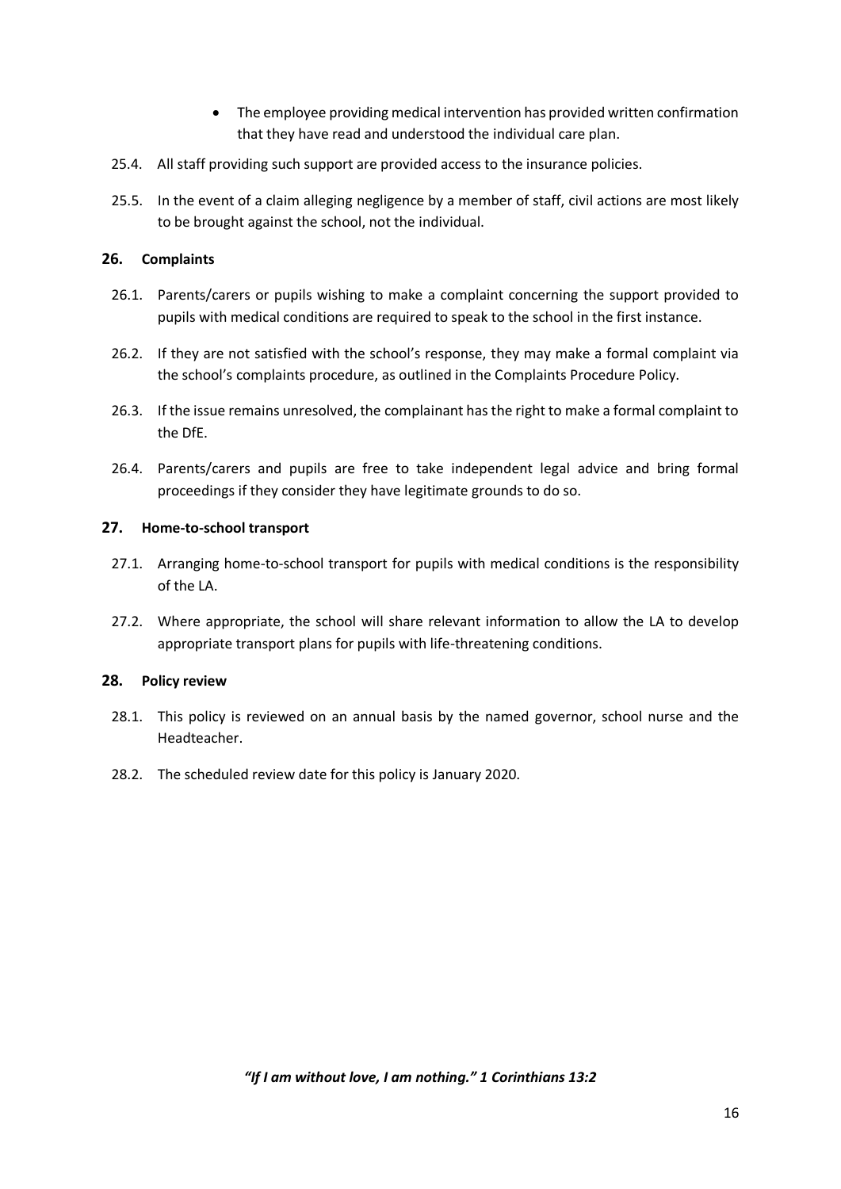- The employee providing medical intervention has provided written confirmation that they have read and understood the individual care plan.

25.4. All staff providing such support are provided access to the insurance policies.

25.5. In the event of a claim alleging negligence by a member of staff, civil actions are most likely to be brought against the school, not the individual.

## 26. Complaints

26.1. Parents/carers or pupils wishing to make a complaint concerning the support provided to pupils with medical conditions are required to speak to the school in the first instance.

26.2. If they are not satisfied with the school's response, they may make a formal complaint via the school's complaints procedure, as outlined in the Complaints Procedure Policy.

26.3. If the issue remains unresolved, the complainant has the right to make a formal complaint to the DfE.

26.4. Parents/carers and pupils are free to take independent legal advice and bring formal proceedings if they consider they have legitimate grounds to do so.

## 27. Home-to-school transport

27.1. Arranging home-to-school transport for pupils with medical conditions is the responsibility of the LA.

27.2. Where appropriate, the school will share relevant information to allow the LA to develop appropriate transport plans for pupils with life-threatening conditions.

## 28. Policy review

28.1. This policy is reviewed on an annual basis by the named governor, school nurse and the Headteacher.

28.2. The scheduled review date for this policy is January 2020.

***"If I am without love, I am nothing." 1 Corinthians 13:2***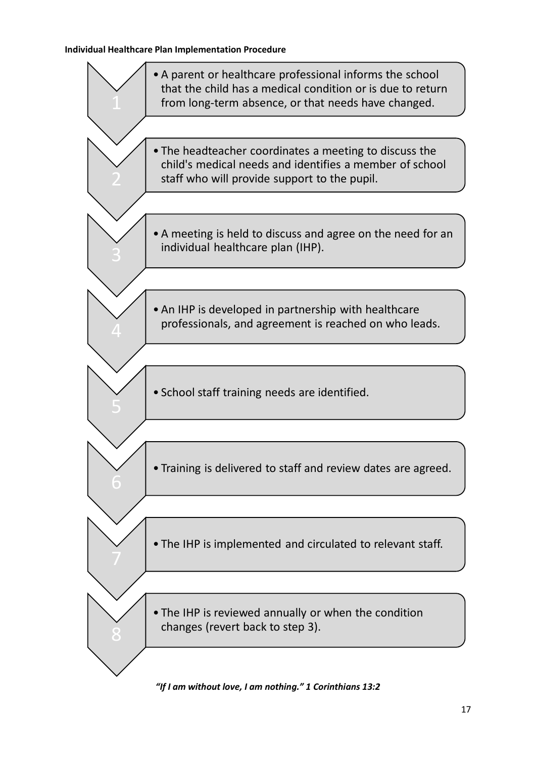**Individual Healthcare Plan Implementation Procedure**

1. A parent or healthcare professional informs the school that the child has a medical condition or is due to return from long-term absence, or that needs have changed.
2. The headteacher coordinates a meeting to discuss the child's medical needs and identifies a member of school staff who will provide support to the pupil.
3. A meeting is held to discuss and agree on the need for an individual healthcare plan (IHP).
4. An IHP is developed in partnership with healthcare professionals, and agreement is reached on who leads.
5. School staff training needs are identified.
6. Training is delivered to staff and review dates are agreed.
7. The IHP is implemented and circulated to relevant staff.
8. The IHP is reviewed annually or when the condition changes (revert back to step 3).

***"If I am without love, I am nothing." 1 Corinthians 13:2***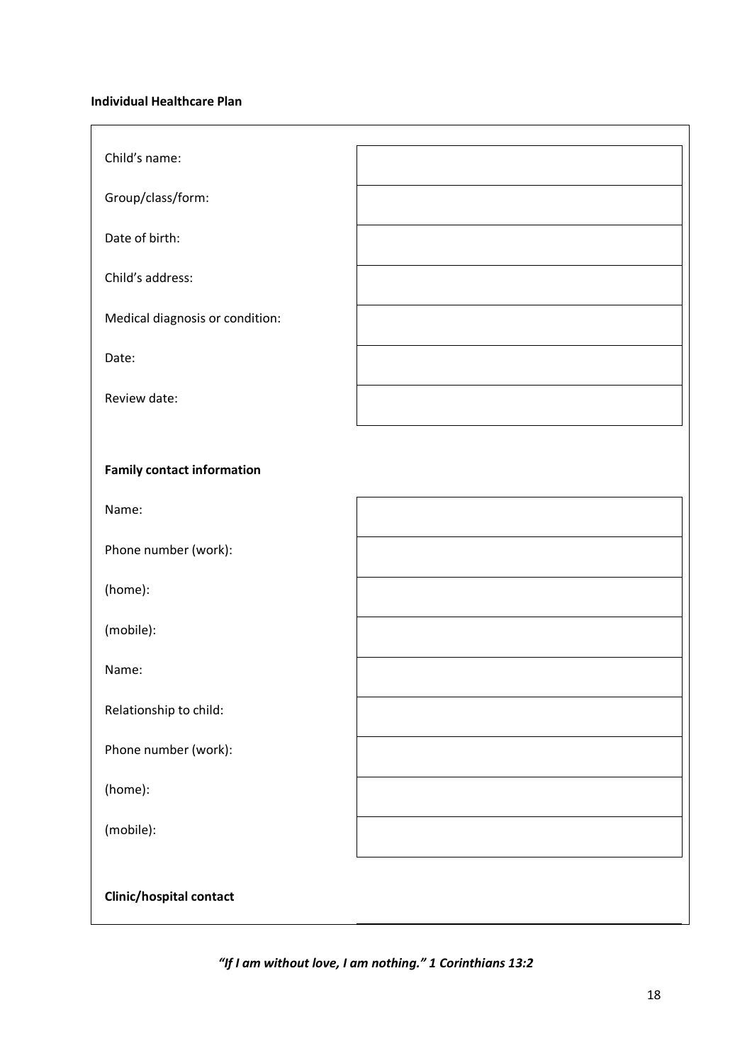**Individual Healthcare Plan**

| | |
|---|---|
| Child's name: | |
| Group/class/form: | |
| Date of birth: | |
| Child's address: | |
| Medical diagnosis or condition: | |
| Date: | |
| Review date: | |

**Family contact information**

| | |
|---|---|
| Name: | |
| Phone number (work): | |
| (home): | |
| (mobile): | |
| Name: | |
| Relationship to child: | |
| Phone number (work): | |
| (home): | |
| (mobile): | |

**Clinic/hospital contact**

***"If I am without love, I am nothing." 1 Corinthians 13:2***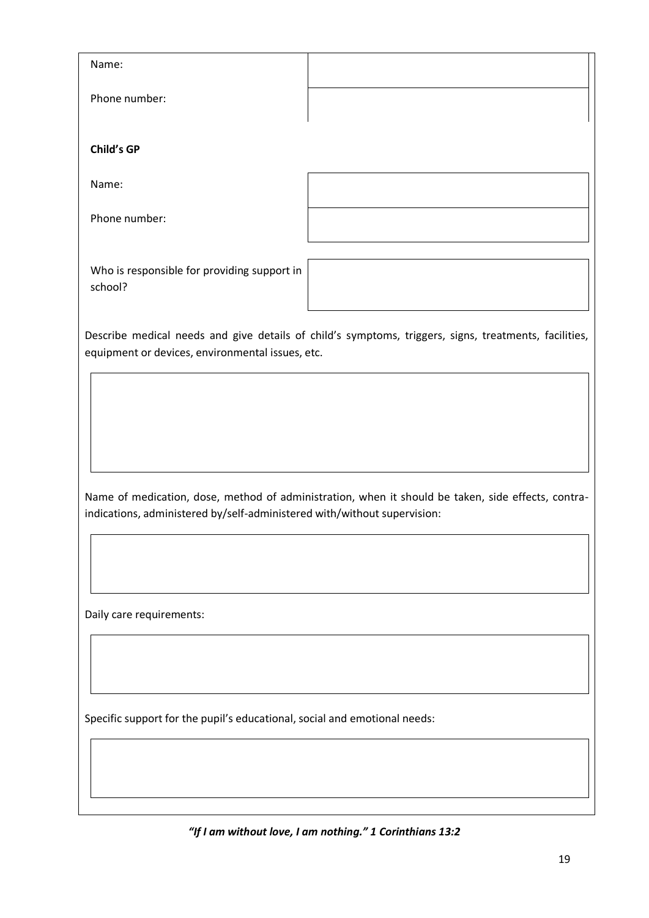| | |
|---|---|
| Name: | |
| Phone number: | |

**Child's GP**

| | |
|---|---|
| Name: | |
| Phone number: | |

| | |
|---|---|
| Who is responsible for providing support in school? | |

Describe medical needs and give details of child's symptoms, triggers, signs, treatments, facilities, equipment or devices, environmental issues, etc.

| |
|---|
| |

Name of medication, dose, method of administration, when it should be taken, side effects, contra-indications, administered by/self-administered with/without supervision:

| |
|---|
| |

Daily care requirements:

| |
|---|
| |

Specific support for the pupil's educational, social and emotional needs:

| |
|---|
| |

***"If I am without love, I am nothing." 1 Corinthians 13:2***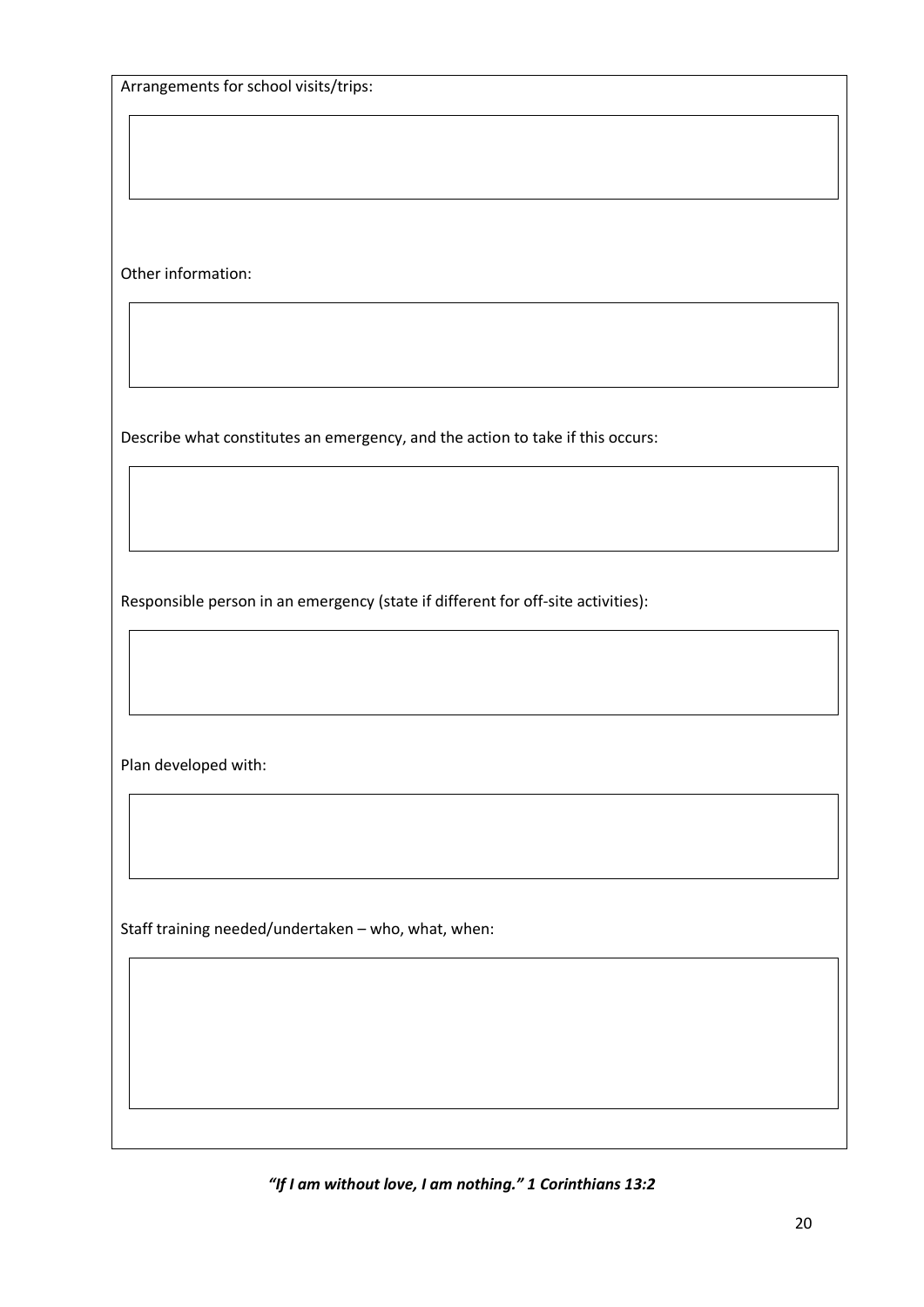Arrangements for school visits/trips:

Other information:

Describe what constitutes an emergency, and the action to take if this occurs:

Responsible person in an emergency (state if different for off-site activities):

Plan developed with:

Staff training needed/undertaken – who, what, when:

***"If I am without love, I am nothing." 1 Corinthians 13:2***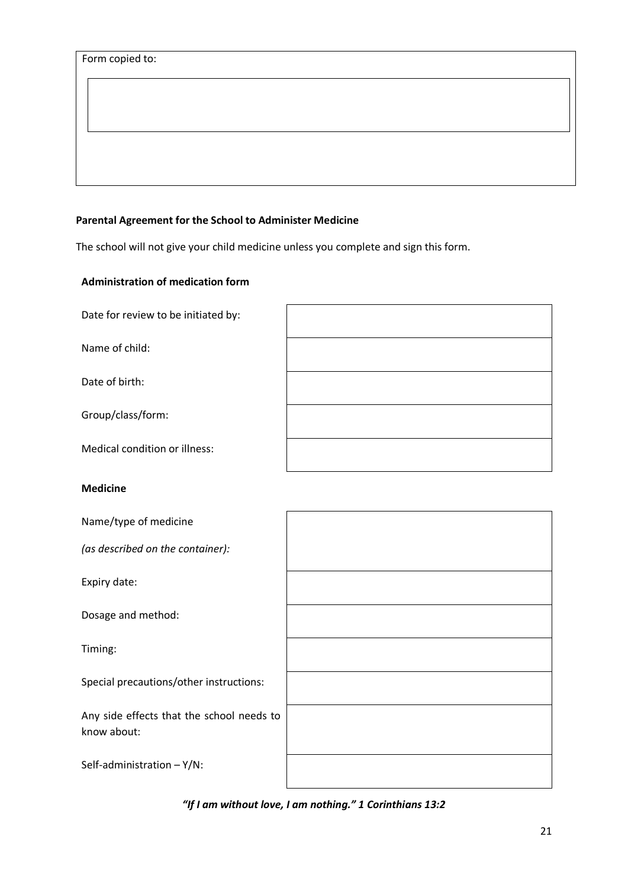| Form copied to: |
| --- |
| |

**Parental Agreement for the School to Administer Medicine**

The school will not give your child medicine unless you complete and sign this form.

**Administration of medication form**

| | |
| --- | --- |
| Date for review to be initiated by: | |
| Name of child: | |
| Date of birth: | |
| Group/class/form: | |
| Medical condition or illness: | |

**Medicine**

| | |
| --- | --- |
| Name/type of medicine *(as described on the container):* | |
| Expiry date: | |
| Dosage and method: | |
| Timing: | |
| Special precautions/other instructions: | |
| Any side effects that the school needs to know about: | |
| Self-administration – Y/N: | |

***"If I am without love, I am nothing." 1 Corinthians 13:2***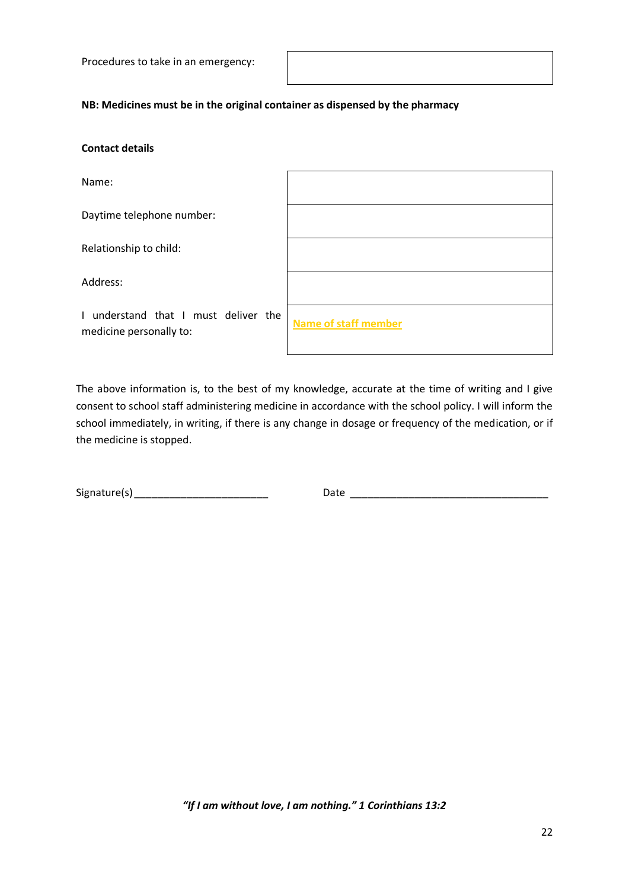| | |
|---|---|
| Procedures to take in an emergency: | |

**NB: Medicines must be in the original container as dispensed by the pharmacy**

**Contact details**

| | |
|---|---|
| Name: | |
| Daytime telephone number: | |
| Relationship to child: | |
| Address: | |
| I understand that I must deliver the medicine personally to: | Name of staff member |

The above information is, to the best of my knowledge, accurate at the time of writing and I give consent to school staff administering medicine in accordance with the school policy. I will inform the school immediately, in writing, if there is any change in dosage or frequency of the medication, or if the medicine is stopped.

Signature(s) ________________________ Date ____________________________________

***"If I am without love, I am nothing." 1 Corinthians 13:2***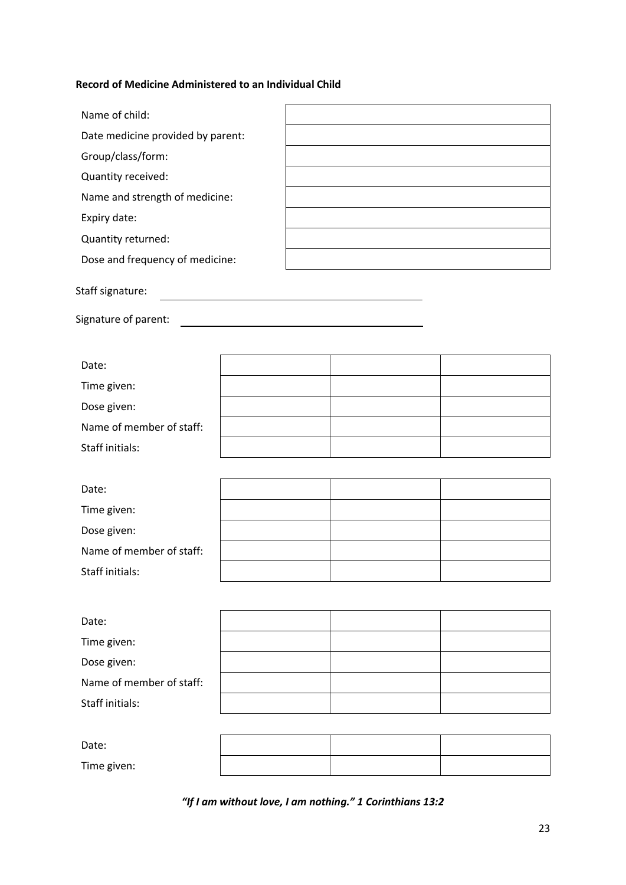**Record of Medicine Administered to an Individual Child**

| | |
|---|---|
| Name of child: | |
| Date medicine provided by parent: | |
| Group/class/form: | |
| Quantity received: | |
| Name and strength of medicine: | |
| Expiry date: | |
| Quantity returned: | |
| Dose and frequency of medicine: | |

Staff signature: \_\_\_\_\_\_\_\_\_\_\_\_\_\_\_\_\_\_\_\_\_\_\_\_\_\_\_\_\_\_\_\_\_\_\_\_\_\_\_\_

Signature of parent: \_\_\_\_\_\_\_\_\_\_\_\_\_\_\_\_\_\_\_\_\_\_\_\_\_\_\_\_\_\_\_\_\_\_\_\_\_\_\_\_

| | | | |
|---|---|---|---|
| Date: | | | |
| Time given: | | | |
| Dose given: | | | |
| Name of member of staff: | | | |
| Staff initials: | | | |

| | | | |
|---|---|---|---|
| Date: | | | |
| Time given: | | | |
| Dose given: | | | |
| Name of member of staff: | | | |
| Staff initials: | | | |

| | | | |
|---|---|---|---|
| Date: | | | |
| Time given: | | | |
| Dose given: | | | |
| Name of member of staff: | | | |
| Staff initials: | | | |

| | | | |
|---|---|---|---|
| Date: | | | |
| Time given: | | | |

***"If I am without love, I am nothing." 1 Corinthians 13:2***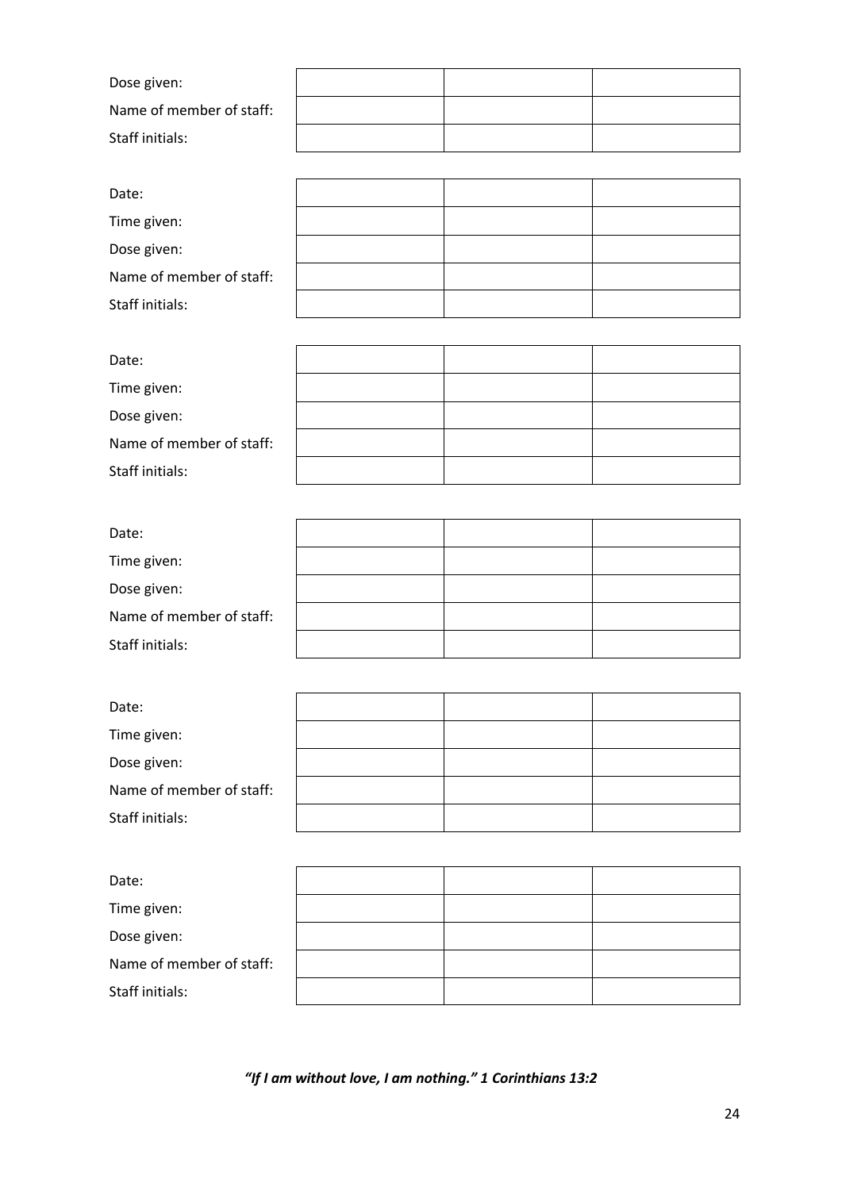| | | | |
|---|---|---|---|
| Dose given: | | | |
| Name of member of staff: | | | |
| Staff initials: | | | |

| | | | |
|---|---|---|---|
| Date: | | | |
| Time given: | | | |
| Dose given: | | | |
| Name of member of staff: | | | |
| Staff initials: | | | |

| | | | |
|---|---|---|---|
| Date: | | | |
| Time given: | | | |
| Dose given: | | | |
| Name of member of staff: | | | |
| Staff initials: | | | |

| | | | |
|---|---|---|---|
| Date: | | | |
| Time given: | | | |
| Dose given: | | | |
| Name of member of staff: | | | |
| Staff initials: | | | |

| | | | |
|---|---|---|---|
| Date: | | | |
| Time given: | | | |
| Dose given: | | | |
| Name of member of staff: | | | |
| Staff initials: | | | |

| | | | |
|---|---|---|---|
| Date: | | | |
| Time given: | | | |
| Dose given: | | | |
| Name of member of staff: | | | |
| Staff initials: | | | |

***"If I am without love, I am nothing." 1 Corinthians 13:2***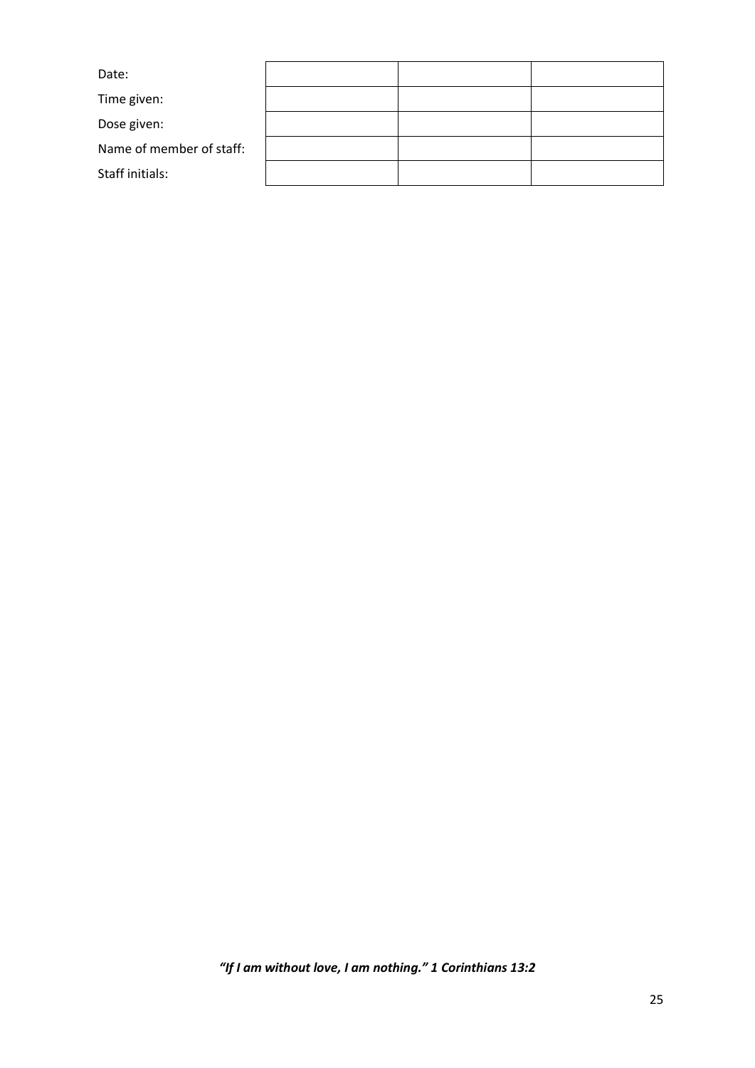| | | | |
|---|---|---|---|
| Date: | | | |
| Time given: | | | |
| Dose given: | | | |
| Name of member of staff: | | | |
| Staff initials: | | | |

***"If I am without love, I am nothing." 1 Corinthians 13:2***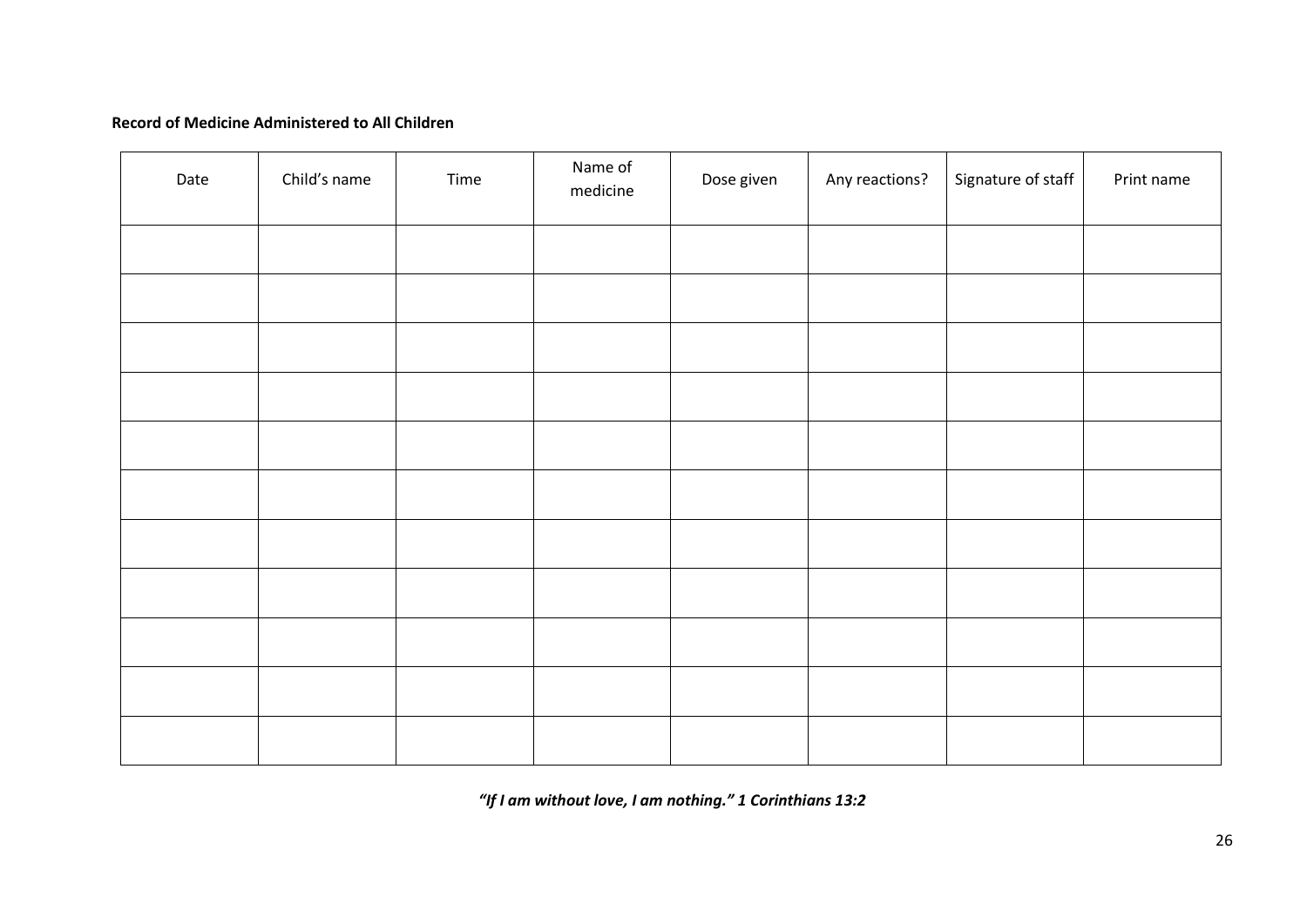**Record of Medicine Administered to All Children**

| Date | Child's name | Time | Name of medicine | Dose given | Any reactions? | Signature of staff | Print name |
|---|---|---|---|---|---|---|---|
| | | | | | | | |
| | | | | | | | |
| | | | | | | | |
| | | | | | | | |
| | | | | | | | |
| | | | | | | | |
| | | | | | | | |
| | | | | | | | |
| | | | | | | | |
| | | | | | | | |
| | | | | | | | |

***"If I am without love, I am nothing." 1 Corinthians 13:2***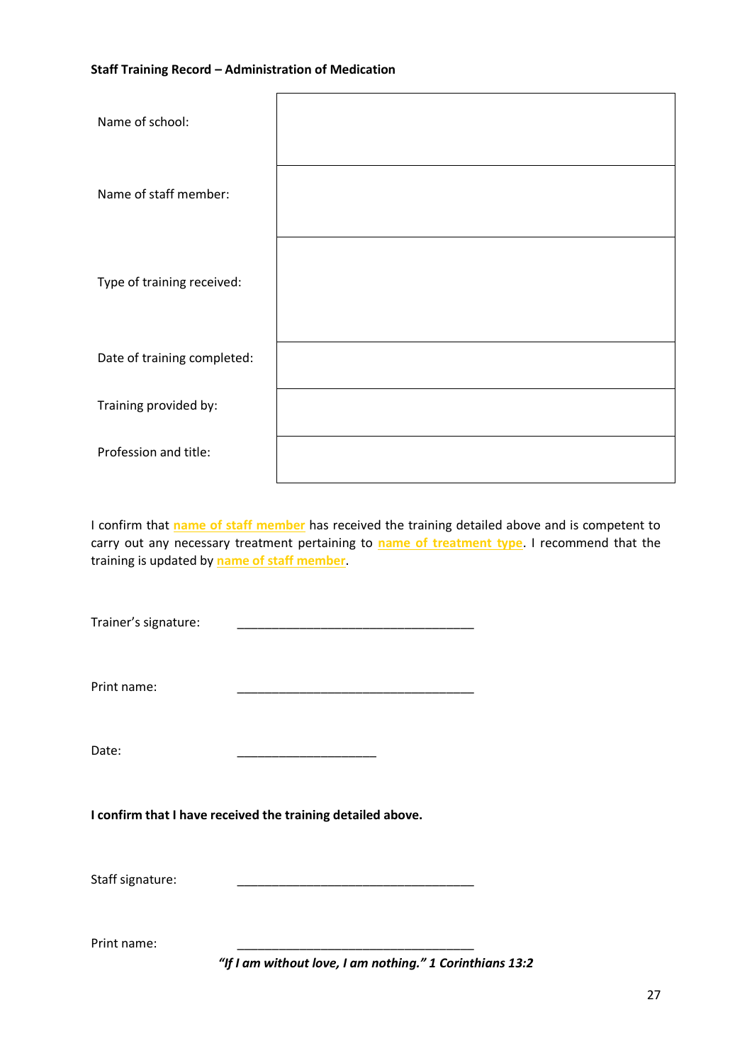**Staff Training Record – Administration of Medication**

| | |
|---|---|
| Name of school: | |
| Name of staff member: | |
| Type of training received: | |
| Date of training completed: | |
| Training provided by: | |
| Profession and title: | |

I confirm that name of staff member has received the training detailed above and is competent to carry out any necessary treatment pertaining to name of treatment type. I recommend that the training is updated by name of staff member.

Trainer's signature: ___________________________________

Print name: ___________________________________

Date: _____________________

**I confirm that I have received the training detailed above.**

Staff signature: ___________________________________

Print name: ___________________________________

***"If I am without love, I am nothing." 1 Corinthians 13:2***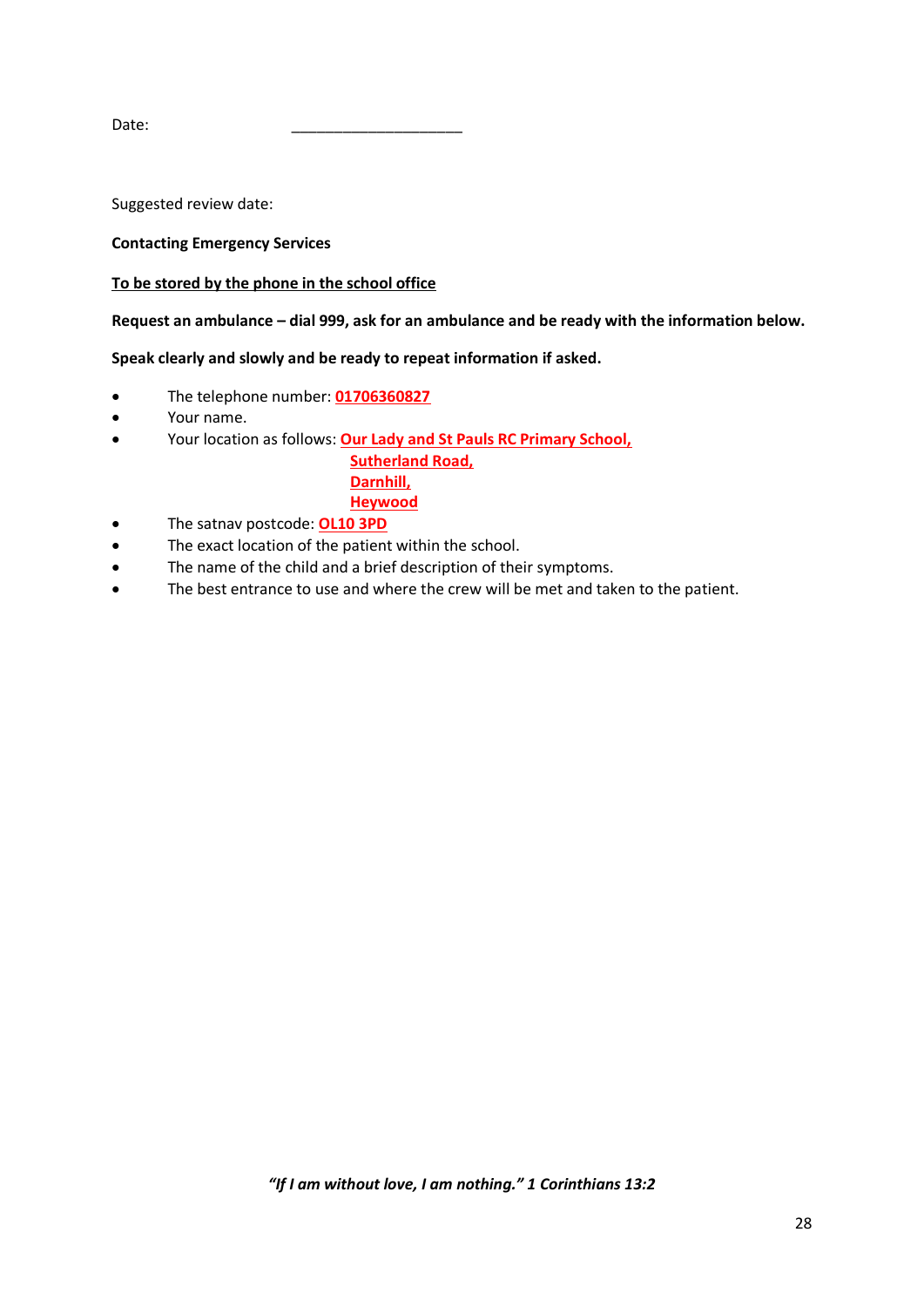Date: ____________________

Suggested review date:

**Contacting Emergency Services**

**To be stored by the phone in the school office**

**Request an ambulance – dial 999, ask for an ambulance and be ready with the information below.**

**Speak clearly and slowly and be ready to repeat information if asked.**

- The telephone number: **01706360827**
- Your name.
- Your location as follows: **Our Lady and St Pauls RC Primary School,**
  **Sutherland Road,**
  **Darnhill,**
  **Heywood**
- The satnav postcode: **OL10 3PD**
- The exact location of the patient within the school.
- The name of the child and a brief description of their symptoms.
- The best entrance to use and where the crew will be met and taken to the patient.

***"If I am without love, I am nothing." 1 Corinthians 13:2***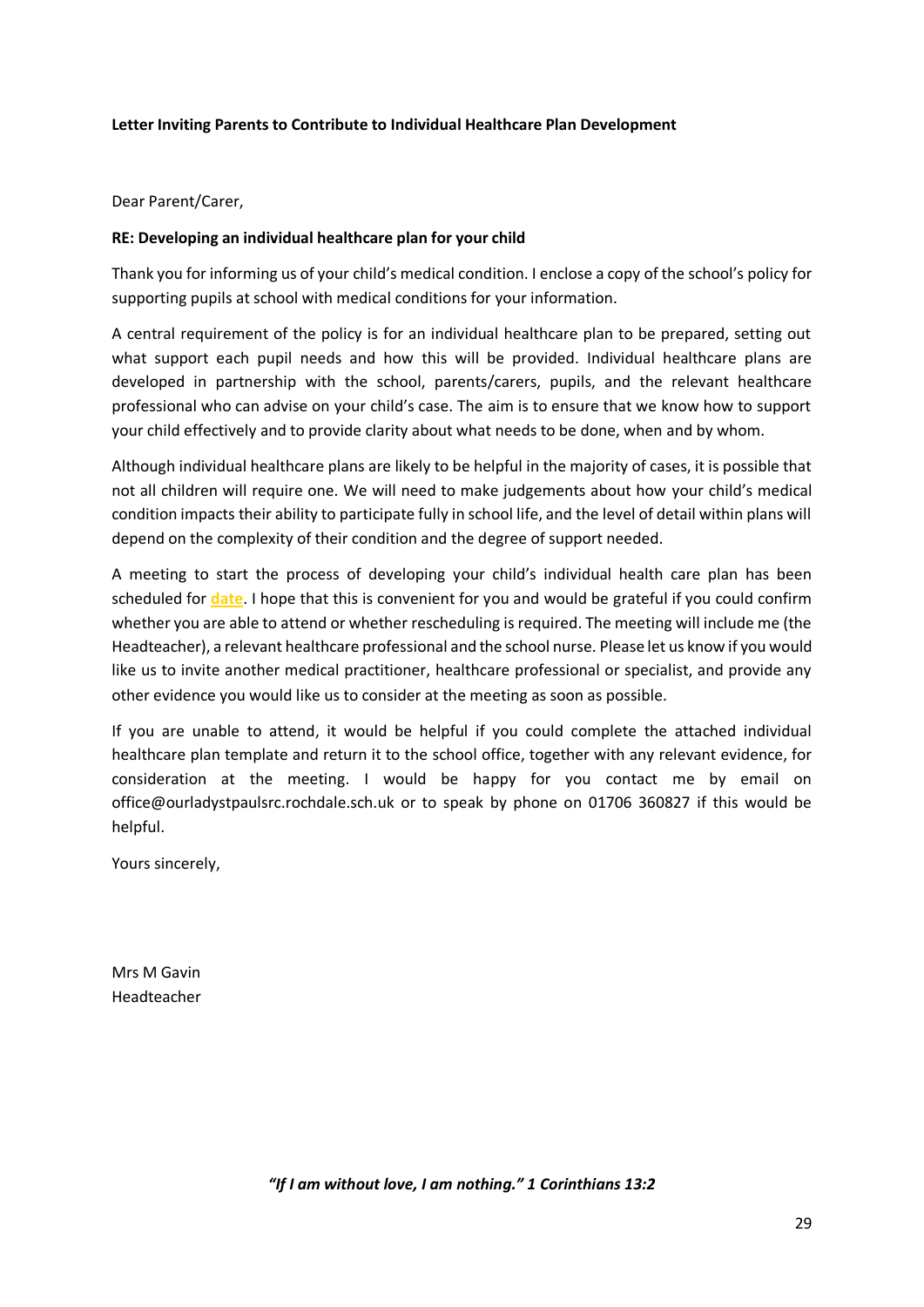**Letter Inviting Parents to Contribute to Individual Healthcare Plan Development**

Dear Parent/Carer,

**RE: Developing an individual healthcare plan for your child**

Thank you for informing us of your child's medical condition. I enclose a copy of the school's policy for supporting pupils at school with medical conditions for your information.

A central requirement of the policy is for an individual healthcare plan to be prepared, setting out what support each pupil needs and how this will be provided. Individual healthcare plans are developed in partnership with the school, parents/carers, pupils, and the relevant healthcare professional who can advise on your child's case. The aim is to ensure that we know how to support your child effectively and to provide clarity about what needs to be done, when and by whom.

Although individual healthcare plans are likely to be helpful in the majority of cases, it is possible that not all children will require one. We will need to make judgements about how your child's medical condition impacts their ability to participate fully in school life, and the level of detail within plans will depend on the complexity of their condition and the degree of support needed.

A meeting to start the process of developing your child's individual health care plan has been scheduled for **date**. I hope that this is convenient for you and would be grateful if you could confirm whether you are able to attend or whether rescheduling is required. The meeting will include me (the Headteacher), a relevant healthcare professional and the school nurse. Please let us know if you would like us to invite another medical practitioner, healthcare professional or specialist, and provide any other evidence you would like us to consider at the meeting as soon as possible.

If you are unable to attend, it would be helpful if you could complete the attached individual healthcare plan template and return it to the school office, together with any relevant evidence, for consideration at the meeting. I would be happy for you contact me by email on office@ourladystpaulsrc.rochdale.sch.uk or to speak by phone on 01706 360827 if this would be helpful.

Yours sincerely,

Mrs M Gavin
Headteacher

***"If I am without love, I am nothing." 1 Corinthians 13:2***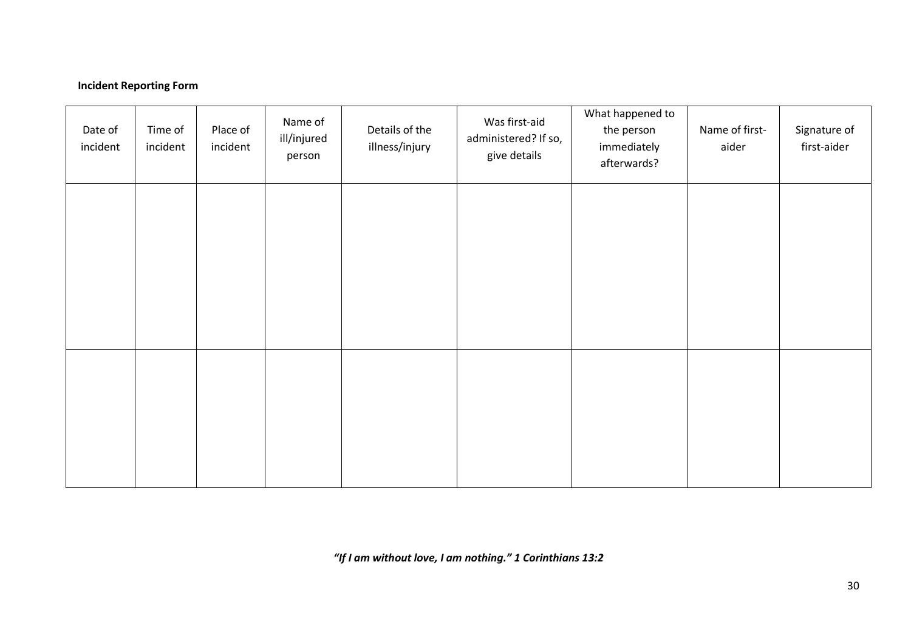**Incident Reporting Form**

| Date of incident | Time of incident | Place of incident | Name of ill/injured person | Details of the illness/injury | Was first-aid administered? If so, give details | What happened to the person immediately afterwards? | Name of first-aider | Signature of first-aider |
|---|---|---|---|---|---|---|---|---|
| | | | | | | | | |
| | | | | | | | | |

***"If I am without love, I am nothing." 1 Corinthians 13:2***